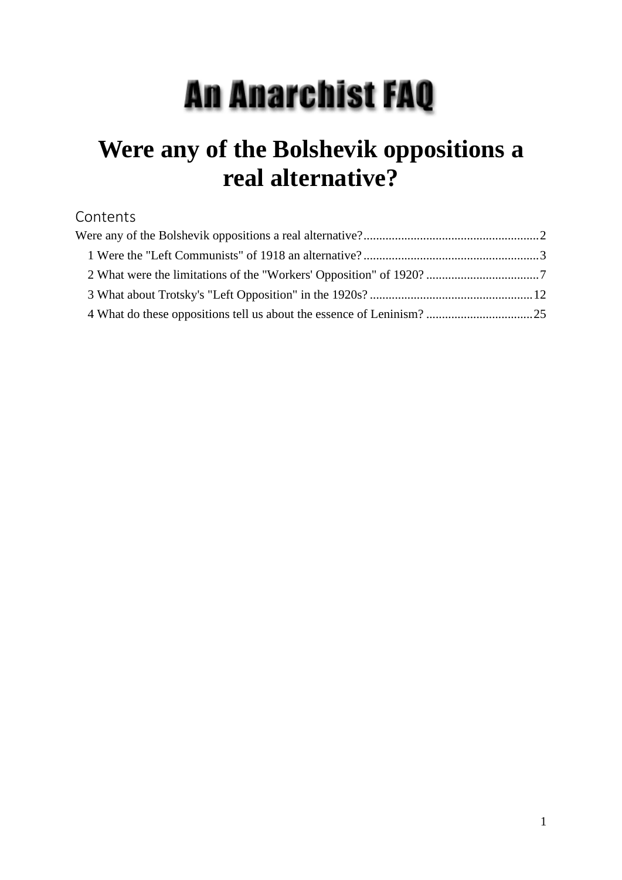# An Anarchist FAQ

# Were any of the Bolshevik oppositions a real alternative?

## Contents

Were any of the Bolshevik oppositions a real alternative?........................................................2

1 Were the "Left Communists" of 1918 an alternative?........................................................3

2 What were the limitations of the "Workers' Opposition" of 1920? ....................................7

3 What about Trotsky's "Left Opposition" in the 1920s? ....................................................12

4 What do these oppositions tell us about the essence of Leninism? ..................................25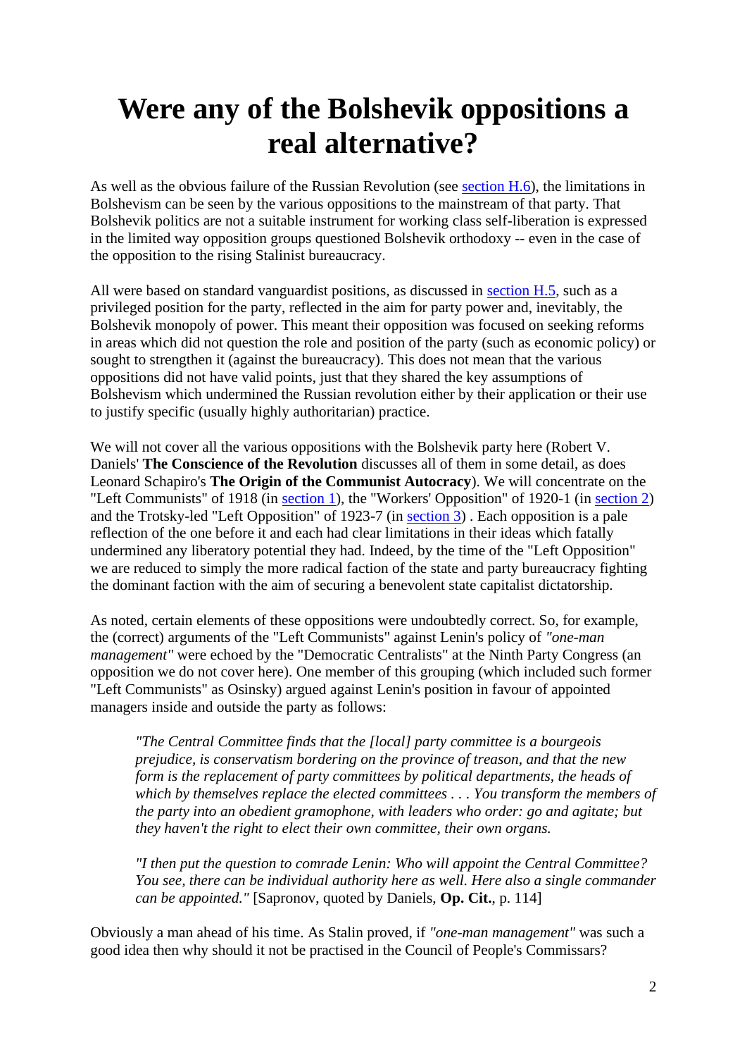# Were any of the Bolshevik oppositions a real alternative?

As well as the obvious failure of the Russian Revolution (see section H.6), the limitations in Bolshevism can be seen by the various oppositions to the mainstream of that party. That Bolshevik politics are not a suitable instrument for working class self-liberation is expressed in the limited way opposition groups questioned Bolshevik orthodoxy -- even in the case of the opposition to the rising Stalinist bureaucracy.

All were based on standard vanguardist positions, as discussed in section H.5, such as a privileged position for the party, reflected in the aim for party power and, inevitably, the Bolshevik monopoly of power. This meant their opposition was focused on seeking reforms in areas which did not question the role and position of the party (such as economic policy) or sought to strengthen it (against the bureaucracy). This does not mean that the various oppositions did not have valid points, just that they shared the key assumptions of Bolshevism which undermined the Russian revolution either by their application or their use to justify specific (usually highly authoritarian) practice.

We will not cover all the various oppositions with the Bolshevik party here (Robert V. Daniels' **The Conscience of the Revolution** discusses all of them in some detail, as does Leonard Schapiro's **The Origin of the Communist Autocracy**). We will concentrate on the "Left Communists" of 1918 (in section 1), the "Workers' Opposition" of 1920-1 (in section 2) and the Trotsky-led "Left Opposition" of 1923-7 (in section 3) . Each opposition is a pale reflection of the one before it and each had clear limitations in their ideas which fatally undermined any liberatory potential they had. Indeed, by the time of the "Left Opposition" we are reduced to simply the more radical faction of the state and party bureaucracy fighting the dominant faction with the aim of securing a benevolent state capitalist dictatorship.

As noted, certain elements of these oppositions were undoubtedly correct. So, for example, the (correct) arguments of the "Left Communists" against Lenin's policy of *"one-man management"* were echoed by the "Democratic Centralists" at the Ninth Party Congress (an opposition we do not cover here). One member of this grouping (which included such former "Left Communists" as Osinsky) argued against Lenin's position in favour of appointed managers inside and outside the party as follows:

> *"The Central Committee finds that the [local] party committee is a bourgeois prejudice, is conservatism bordering on the province of treason, and that the new form is the replacement of party committees by political departments, the heads of which by themselves replace the elected committees . . . You transform the members of the party into an obedient gramophone, with leaders who order: go and agitate; but they haven't the right to elect their own committee, their own organs.*
>
> *"I then put the question to comrade Lenin: Who will appoint the Central Committee? You see, there can be individual authority here as well. Here also a single commander can be appointed."* [Sapronov, quoted by Daniels, **Op. Cit.**, p. 114]

Obviously a man ahead of his time. As Stalin proved, if *"one-man management"* was such a good idea then why should it not be practised in the Council of People's Commissars?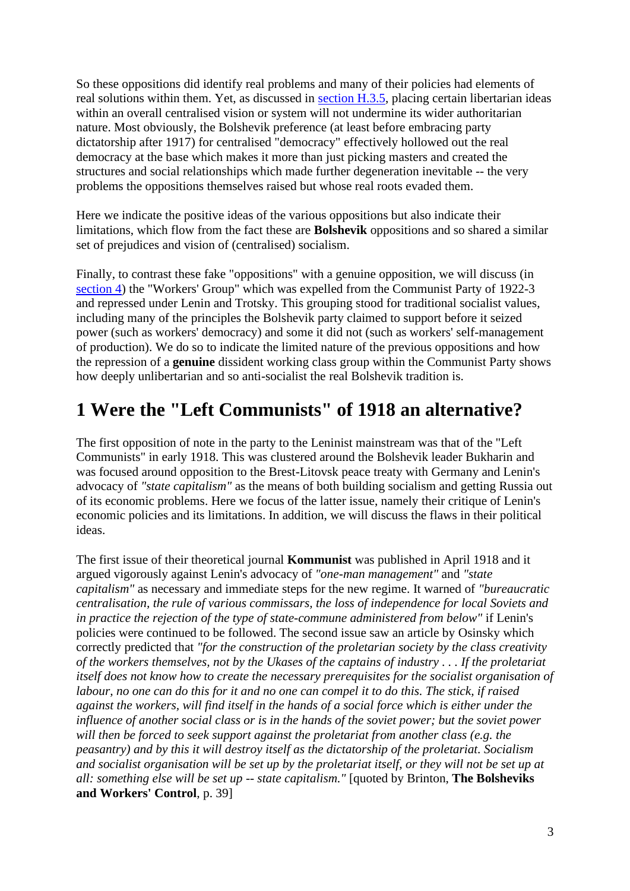So these oppositions did identify real problems and many of their policies had elements of real solutions within them. Yet, as discussed in [section H.3.5](), placing certain libertarian ideas within an overall centralised vision or system will not undermine its wider authoritarian nature. Most obviously, the Bolshevik preference (at least before embracing party dictatorship after 1917) for centralised "democracy" effectively hollowed out the real democracy at the base which makes it more than just picking masters and created the structures and social relationships which made further degeneration inevitable -- the very problems the oppositions themselves raised but whose real roots evaded them.

Here we indicate the positive ideas of the various oppositions but also indicate their limitations, which flow from the fact these are **Bolshevik** oppositions and so shared a similar set of prejudices and vision of (centralised) socialism.

Finally, to contrast these fake "oppositions" with a genuine opposition, we will discuss (in [section 4]()) the "Workers' Group" which was expelled from the Communist Party of 1922-3 and repressed under Lenin and Trotsky. This grouping stood for traditional socialist values, including many of the principles the Bolshevik party claimed to support before it seized power (such as workers' democracy) and some it did not (such as workers' self-management of production). We do so to indicate the limited nature of the previous oppositions and how the repression of a **genuine** dissident working class group within the Communist Party shows how deeply unlibertarian and so anti-socialist the real Bolshevik tradition is.

# 1 Were the "Left Communists" of 1918 an alternative?

The first opposition of note in the party to the Leninist mainstream was that of the "Left Communists" in early 1918. This was clustered around the Bolshevik leader Bukharin and was focused around opposition to the Brest-Litovsk peace treaty with Germany and Lenin's advocacy of *"state capitalism"* as the means of both building socialism and getting Russia out of its economic problems. Here we focus of the latter issue, namely their critique of Lenin's economic policies and its limitations. In addition, we will discuss the flaws in their political ideas.

The first issue of their theoretical journal **Kommunist** was published in April 1918 and it argued vigorously against Lenin's advocacy of *"one-man management"* and *"state capitalism"* as necessary and immediate steps for the new regime. It warned of *"bureaucratic centralisation, the rule of various commissars, the loss of independence for local Soviets and in practice the rejection of the type of state-commune administered from below"* if Lenin's policies were continued to be followed. The second issue saw an article by Osinsky which correctly predicted that *"for the construction of the proletarian society by the class creativity of the workers themselves, not by the Ukases of the captains of industry . . . If the proletariat itself does not know how to create the necessary prerequisites for the socialist organisation of labour, no one can do this for it and no one can compel it to do this. The stick, if raised against the workers, will find itself in the hands of a social force which is either under the influence of another social class or is in the hands of the soviet power; but the soviet power will then be forced to seek support against the proletariat from another class (e.g. the peasantry) and by this it will destroy itself as the dictatorship of the proletariat. Socialism and socialist organisation will be set up by the proletariat itself, or they will not be set up at all: something else will be set up -- state capitalism."* [quoted by Brinton, **The Bolsheviks and Workers' Control**, p. 39]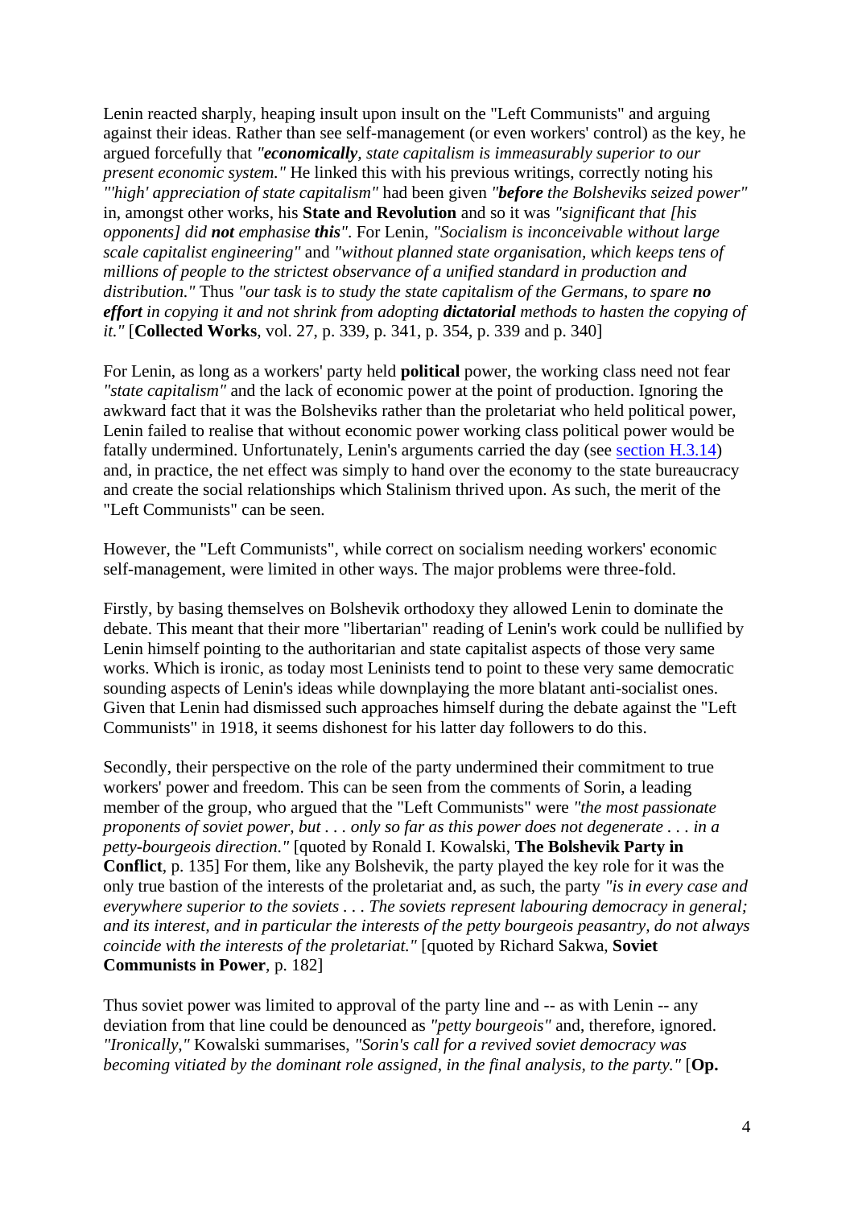Lenin reacted sharply, heaping insult upon insult on the "Left Communists" and arguing against their ideas. Rather than see self-management (or even workers' control) as the key, he argued forcefully that *"**economically**, state capitalism is immeasurably superior to our present economic system."* He linked this with his previous writings, correctly noting his *"'high' appreciation of state capitalism"* had been given *"**before** the Bolsheviks seized power"* in, amongst other works, his **State and Revolution** and so it was *"significant that [his opponents] did **not** emphasise **this**"*. For Lenin, *"Socialism is inconceivable without large scale capitalist engineering"* and *"without planned state organisation, which keeps tens of millions of people to the strictest observance of a unified standard in production and distribution."* Thus *"our task is to study the state capitalism of the Germans, to spare **no effort** in copying it and not shrink from adopting **dictatorial** methods to hasten the copying of it."* [**Collected Works**, vol. 27, p. 339, p. 341, p. 354, p. 339 and p. 340]

For Lenin, as long as a workers' party held **political** power, the working class need not fear *"state capitalism"* and the lack of economic power at the point of production. Ignoring the awkward fact that it was the Bolsheviks rather than the proletariat who held political power, Lenin failed to realise that without economic power working class political power would be fatally undermined. Unfortunately, Lenin's arguments carried the day (see section H.3.14) and, in practice, the net effect was simply to hand over the economy to the state bureaucracy and create the social relationships which Stalinism thrived upon. As such, the merit of the "Left Communists" can be seen.

However, the "Left Communists", while correct on socialism needing workers' economic self-management, were limited in other ways. The major problems were three-fold.

Firstly, by basing themselves on Bolshevik orthodoxy they allowed Lenin to dominate the debate. This meant that their more "libertarian" reading of Lenin's work could be nullified by Lenin himself pointing to the authoritarian and state capitalist aspects of those very same works. Which is ironic, as today most Leninists tend to point to these very same democratic sounding aspects of Lenin's ideas while downplaying the more blatant anti-socialist ones. Given that Lenin had dismissed such approaches himself during the debate against the "Left Communists" in 1918, it seems dishonest for his latter day followers to do this.

Secondly, their perspective on the role of the party undermined their commitment to true workers' power and freedom. This can be seen from the comments of Sorin, a leading member of the group, who argued that the "Left Communists" were *"the most passionate proponents of soviet power, but . . . only so far as this power does not degenerate . . . in a petty-bourgeois direction."* [quoted by Ronald I. Kowalski, **The Bolshevik Party in Conflict**, p. 135] For them, like any Bolshevik, the party played the key role for it was the only true bastion of the interests of the proletariat and, as such, the party *"is in every case and everywhere superior to the soviets . . . The soviets represent labouring democracy in general; and its interest, and in particular the interests of the petty bourgeois peasantry, do not always coincide with the interests of the proletariat."* [quoted by Richard Sakwa, **Soviet Communists in Power**, p. 182]

Thus soviet power was limited to approval of the party line and -- as with Lenin -- any deviation from that line could be denounced as *"petty bourgeois"* and, therefore, ignored. *"Ironically,"* Kowalski summarises, *"Sorin's call for a revived soviet democracy was becoming vitiated by the dominant role assigned, in the final analysis, to the party."* [**Op.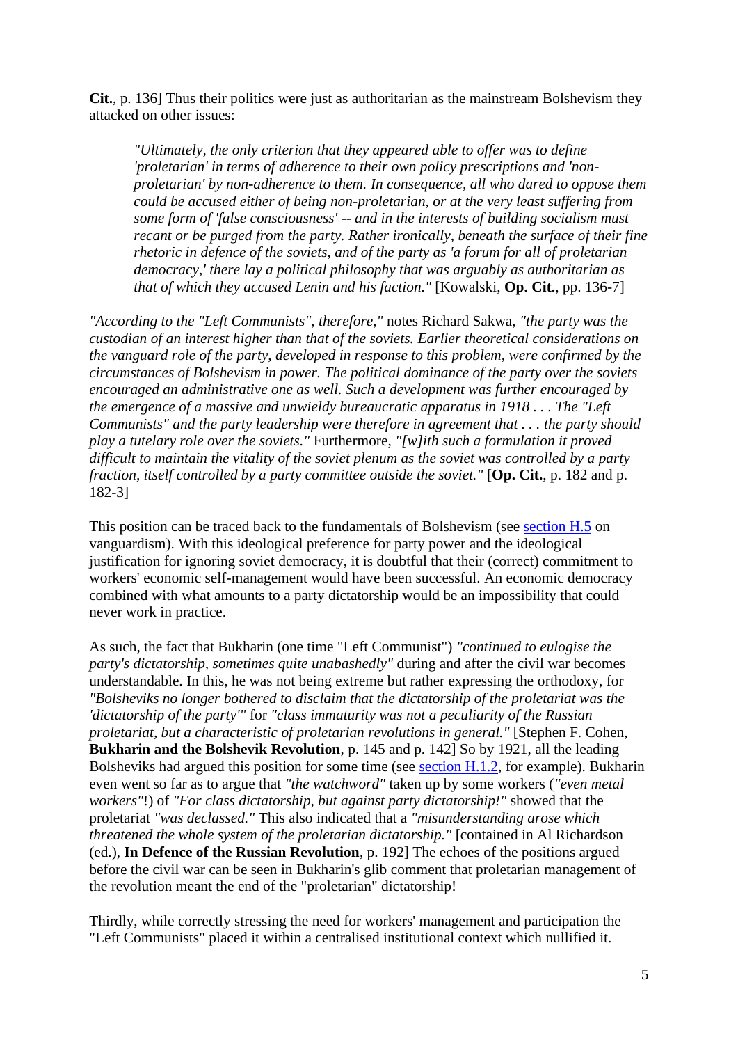**Cit.**, p. 136] Thus their politics were just as authoritarian as the mainstream Bolshevism they attacked on other issues:

> *"Ultimately, the only criterion that they appeared able to offer was to define 'proletarian' in terms of adherence to their own policy prescriptions and 'non-proletarian' by non-adherence to them. In consequence, all who dared to oppose them could be accused either of being non-proletarian, or at the very least suffering from some form of 'false consciousness' -- and in the interests of building socialism must recant or be purged from the party. Rather ironically, beneath the surface of their fine rhetoric in defence of the soviets, and of the party as 'a forum for all of proletarian democracy,' there lay a political philosophy that was arguably as authoritarian as that of which they accused Lenin and his faction."* [Kowalski, **Op. Cit.**, pp. 136-7]

*"According to the "Left Communists", therefore,"* notes Richard Sakwa, *"the party was the custodian of an interest higher than that of the soviets. Earlier theoretical considerations on the vanguard role of the party, developed in response to this problem, were confirmed by the circumstances of Bolshevism in power. The political dominance of the party over the soviets encouraged an administrative one as well. Such a development was further encouraged by the emergence of a massive and unwieldy bureaucratic apparatus in 1918 . . . The "Left Communists" and the party leadership were therefore in agreement that . . . the party should play a tutelary role over the soviets."* Furthermore, *"[w]ith such a formulation it proved difficult to maintain the vitality of the soviet plenum as the soviet was controlled by a party fraction, itself controlled by a party committee outside the soviet."* [**Op. Cit.**, p. 182 and p. 182-3]

This position can be traced back to the fundamentals of Bolshevism (see section H.5 on vanguardism). With this ideological preference for party power and the ideological justification for ignoring soviet democracy, it is doubtful that their (correct) commitment to workers' economic self-management would have been successful. An economic democracy combined with what amounts to a party dictatorship would be an impossibility that could never work in practice.

As such, the fact that Bukharin (one time "Left Communist") *"continued to eulogise the party's dictatorship, sometimes quite unabashedly"* during and after the civil war becomes understandable. In this, he was not being extreme but rather expressing the orthodoxy, for *"Bolsheviks no longer bothered to disclaim that the dictatorship of the proletariat was the 'dictatorship of the party'"* for *"class immaturity was not a peculiarity of the Russian proletariat, but a characteristic of proletarian revolutions in general."* [Stephen F. Cohen, **Bukharin and the Bolshevik Revolution**, p. 145 and p. 142] So by 1921, all the leading Bolsheviks had argued this position for some time (see section H.1.2, for example). Bukharin even went so far as to argue that *"the watchword"* taken up by some workers (*"even metal workers"*!) of *"For class dictatorship, but against party dictatorship!"* showed that the proletariat *"was declassed."* This also indicated that a *"misunderstanding arose which threatened the whole system of the proletarian dictatorship."* [contained in Al Richardson (ed.), **In Defence of the Russian Revolution**, p. 192] The echoes of the positions argued before the civil war can be seen in Bukharin's glib comment that proletarian management of the revolution meant the end of the "proletarian" dictatorship!

Thirdly, while correctly stressing the need for workers' management and participation the "Left Communists" placed it within a centralised institutional context which nullified it.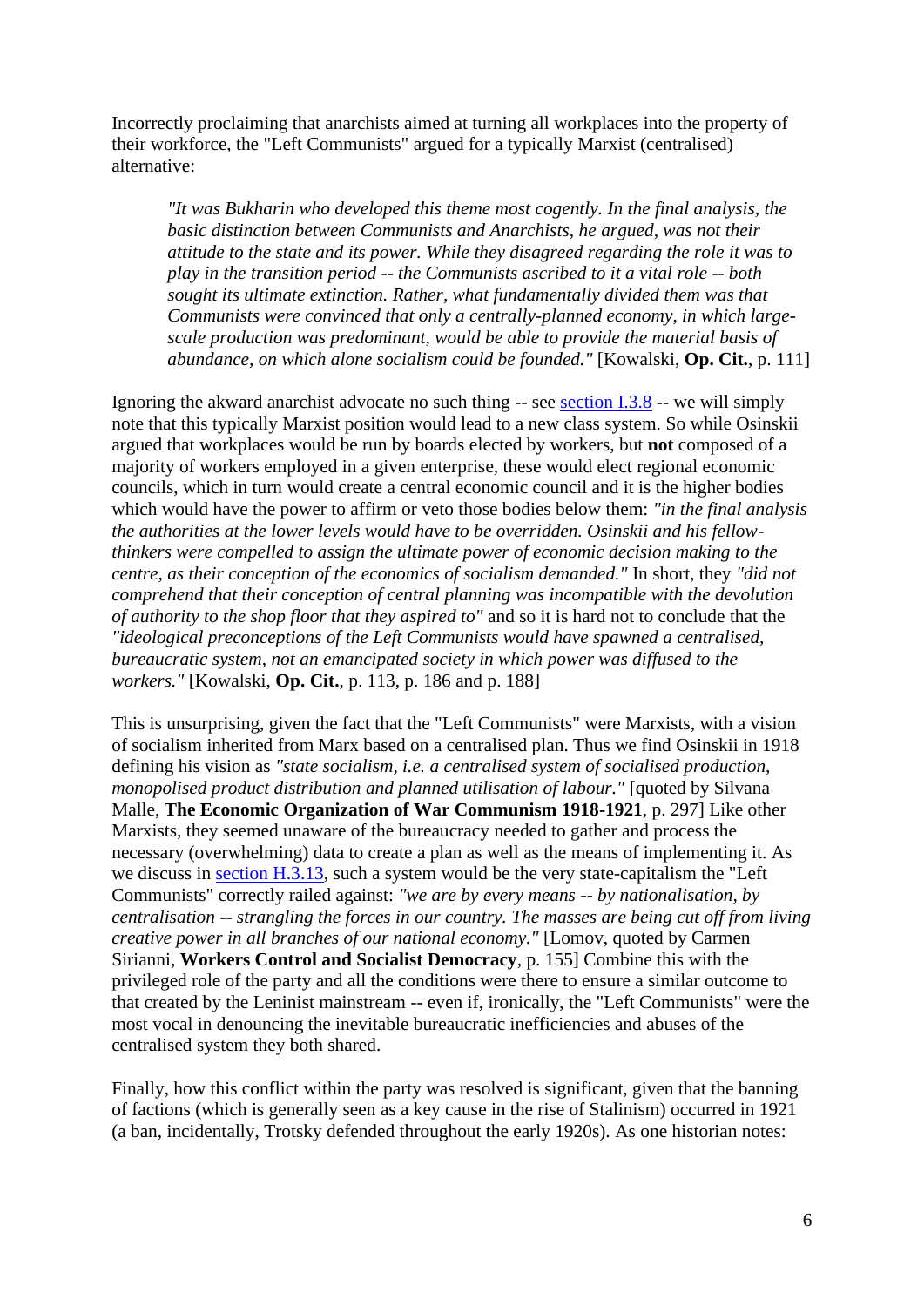Incorrectly proclaiming that anarchists aimed at turning all workplaces into the property of their workforce, the "Left Communists" argued for a typically Marxist (centralised) alternative:

> *"It was Bukharin who developed this theme most cogently. In the final analysis, the basic distinction between Communists and Anarchists, he argued, was not their attitude to the state and its power. While they disagreed regarding the role it was to play in the transition period -- the Communists ascribed to it a vital role -- both sought its ultimate extinction. Rather, what fundamentally divided them was that Communists were convinced that only a centrally-planned economy, in which large-scale production was predominant, would be able to provide the material basis of abundance, on which alone socialism could be founded."* [Kowalski, **Op. Cit.**, p. 111]

Ignoring the akward anarchist advocate no such thing -- see [section I.3.8]() -- we will simply note that this typically Marxist position would lead to a new class system. So while Osinskii argued that workplaces would be run by boards elected by workers, but **not** composed of a majority of workers employed in a given enterprise, these would elect regional economic councils, which in turn would create a central economic council and it is the higher bodies which would have the power to affirm or veto those bodies below them: *"in the final analysis the authorities at the lower levels would have to be overridden. Osinskii and his fellow-thinkers were compelled to assign the ultimate power of economic decision making to the centre, as their conception of the economics of socialism demanded."* In short, they *"did not comprehend that their conception of central planning was incompatible with the devolution of authority to the shop floor that they aspired to"* and so it is hard not to conclude that the *"ideological preconceptions of the Left Communists would have spawned a centralised, bureaucratic system, not an emancipated society in which power was diffused to the workers."* [Kowalski, **Op. Cit.**, p. 113, p. 186 and p. 188]

This is unsurprising, given the fact that the "Left Communists" were Marxists, with a vision of socialism inherited from Marx based on a centralised plan. Thus we find Osinskii in 1918 defining his vision as *"state socialism, i.e. a centralised system of socialised production, monopolised product distribution and planned utilisation of labour."* [quoted by Silvana Malle, **The Economic Organization of War Communism 1918-1921**, p. 297] Like other Marxists, they seemed unaware of the bureaucracy needed to gather and process the necessary (overwhelming) data to create a plan as well as the means of implementing it. As we discuss in [section H.3.13](), such a system would be the very state-capitalism the "Left Communists" correctly railed against: *"we are by every means -- by nationalisation, by centralisation -- strangling the forces in our country. The masses are being cut off from living creative power in all branches of our national economy."* [Lomov, quoted by Carmen Sirianni, **Workers Control and Socialist Democracy**, p. 155] Combine this with the privileged role of the party and all the conditions were there to ensure a similar outcome to that created by the Leninist mainstream -- even if, ironically, the "Left Communists" were the most vocal in denouncing the inevitable bureaucratic inefficiencies and abuses of the centralised system they both shared.

Finally, how this conflict within the party was resolved is significant, given that the banning of factions (which is generally seen as a key cause in the rise of Stalinism) occurred in 1921 (a ban, incidentally, Trotsky defended throughout the early 1920s). As one historian notes: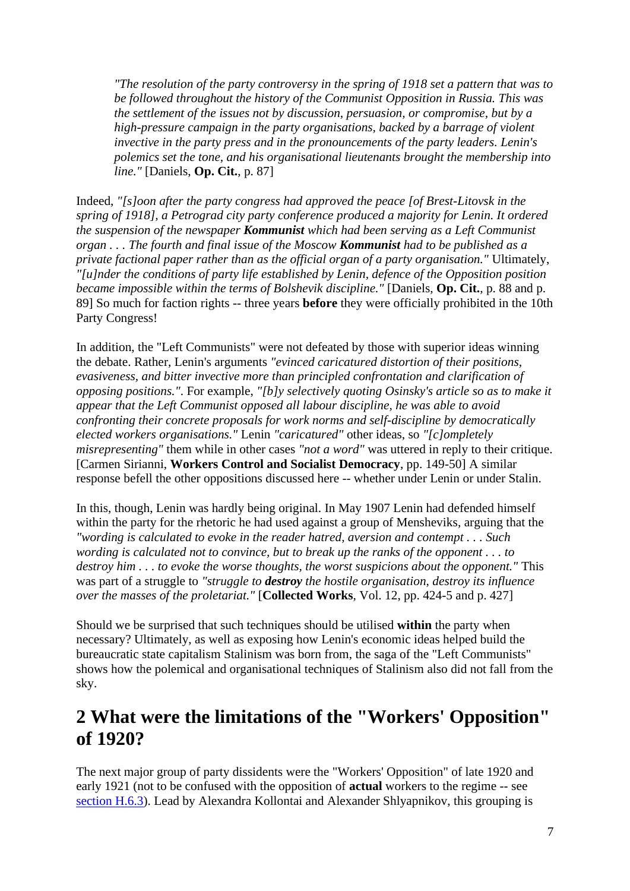> *"The resolution of the party controversy in the spring of 1918 set a pattern that was to be followed throughout the history of the Communist Opposition in Russia. This was the settlement of the issues not by discussion, persuasion, or compromise, but by a high-pressure campaign in the party organisations, backed by a barrage of violent invective in the party press and in the pronouncements of the party leaders. Lenin's polemics set the tone, and his organisational lieutenants brought the membership into line."* [Daniels, **Op. Cit.**, p. 87]

Indeed, *"[s]oon after the party congress had approved the peace [of Brest-Litovsk in the spring of 1918], a Petrograd city party conference produced a majority for Lenin. It ordered the suspension of the newspaper **Kommunist** which had been serving as a Left Communist organ . . . The fourth and final issue of the Moscow **Kommunist** had to be published as a private factional paper rather than as the official organ of a party organisation."* Ultimately, *"[u]nder the conditions of party life established by Lenin, defence of the Opposition position became impossible within the terms of Bolshevik discipline."* [Daniels, **Op. Cit.**, p. 88 and p. 89] So much for faction rights -- three years **before** they were officially prohibited in the 10th Party Congress!

In addition, the "Left Communists" were not defeated by those with superior ideas winning the debate. Rather, Lenin's arguments *"evinced caricatured distortion of their positions, evasiveness, and bitter invective more than principled confrontation and clarification of opposing positions."*. For example, *"[b]y selectively quoting Osinsky's article so as to make it appear that the Left Communist opposed all labour discipline, he was able to avoid confronting their concrete proposals for work norms and self-discipline by democratically elected workers organisations."* Lenin *"caricatured"* other ideas, so *"[c]ompletely misrepresenting"* them while in other cases *"not a word"* was uttered in reply to their critique. [Carmen Sirianni, **Workers Control and Socialist Democracy**, pp. 149-50] A similar response befell the other oppositions discussed here -- whether under Lenin or under Stalin.

In this, though, Lenin was hardly being original. In May 1907 Lenin had defended himself within the party for the rhetoric he had used against a group of Mensheviks, arguing that the *"wording is calculated to evoke in the reader hatred, aversion and contempt . . . Such wording is calculated not to convince, but to break up the ranks of the opponent . . . to destroy him . . . to evoke the worse thoughts, the worst suspicions about the opponent."* This was part of a struggle to *"struggle to **destroy** the hostile organisation, destroy its influence over the masses of the proletariat."* [**Collected Works**, Vol. 12, pp. 424-5 and p. 427]

Should we be surprised that such techniques should be utilised **within** the party when necessary? Ultimately, as well as exposing how Lenin's economic ideas helped build the bureaucratic state capitalism Stalinism was born from, the saga of the "Left Communists" shows how the polemical and organisational techniques of Stalinism also did not fall from the sky.

## 2 What were the limitations of the "Workers' Opposition" of 1920?

The next major group of party dissidents were the "Workers' Opposition" of late 1920 and early 1921 (not to be confused with the opposition of **actual** workers to the regime -- see section H.6.3). Lead by Alexandra Kollontai and Alexander Shlyapnikov, this grouping is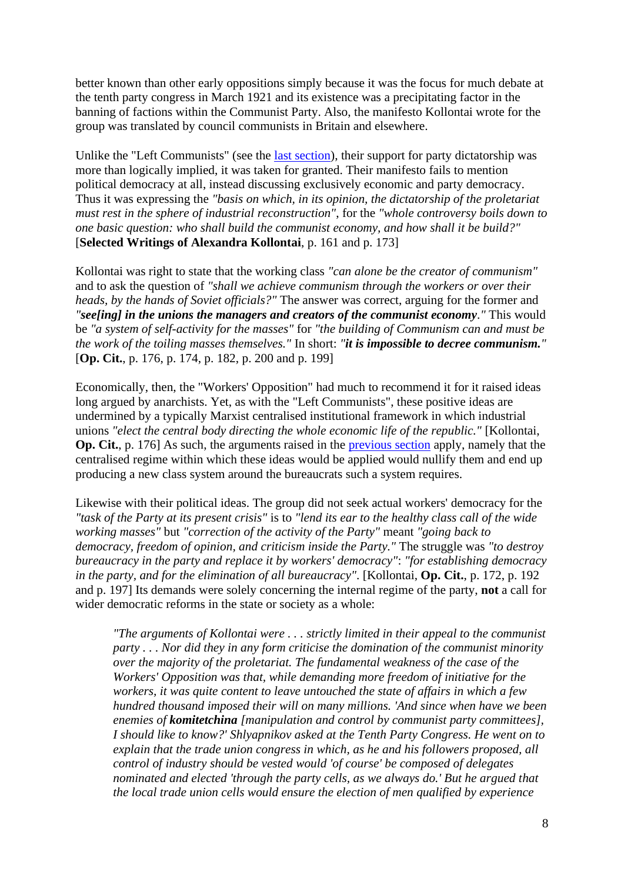better known than other early oppositions simply because it was the focus for much debate at the tenth party congress in March 1921 and its existence was a precipitating factor in the banning of factions within the Communist Party. Also, the manifesto Kollontai wrote for the group was translated by council communists in Britain and elsewhere.

Unlike the "Left Communists" (see the [last section]), their support for party dictatorship was more than logically implied, it was taken for granted. Their manifesto fails to mention political democracy at all, instead discussing exclusively economic and party democracy. Thus it was expressing the *"basis on which, in its opinion, the dictatorship of the proletariat must rest in the sphere of industrial reconstruction"*, for the *"whole controversy boils down to one basic question: who shall build the communist economy, and how shall it be build?"* [**Selected Writings of Alexandra Kollontai**, p. 161 and p. 173]

Kollontai was right to state that the working class *"can alone be the creator of communism"* and to ask the question of *"shall we achieve communism through the workers or over their heads, by the hands of Soviet officials?"* The answer was correct, arguing for the former and *"**see[ing] in the unions the managers and creators of the communist economy**."* This would be *"a system of self-activity for the masses"* for *"the building of Communism can and must be the work of the toiling masses themselves."* In short: *"**it is impossible to decree communism.**"* [**Op. Cit.**, p. 176, p. 174, p. 182, p. 200 and p. 199]

Economically, then, the "Workers' Opposition" had much to recommend it for it raised ideas long argued by anarchists. Yet, as with the "Left Communists", these positive ideas are undermined by a typically Marxist centralised institutional framework in which industrial unions *"elect the central body directing the whole economic life of the republic."* [Kollontai, **Op. Cit.**, p. 176] As such, the arguments raised in the [previous section] apply, namely that the centralised regime within which these ideas would be applied would nullify them and end up producing a new class system around the bureaucrats such a system requires.

Likewise with their political ideas. The group did not seek actual workers' democracy for the *"task of the Party at its present crisis"* is to *"lend its ear to the healthy class call of the wide working masses"* but *"correction of the activity of the Party"* meant *"going back to democracy, freedom of opinion, and criticism inside the Party."* The struggle was *"to destroy bureaucracy in the party and replace it by workers' democracy"*: *"for establishing democracy in the party, and for the elimination of all bureaucracy"*. [Kollontai, **Op. Cit.**, p. 172, p. 192 and p. 197] Its demands were solely concerning the internal regime of the party, **not** a call for wider democratic reforms in the state or society as a whole:

> *"The arguments of Kollontai were . . . strictly limited in their appeal to the communist party . . . Nor did they in any form criticise the domination of the communist minority over the majority of the proletariat. The fundamental weakness of the case of the Workers' Opposition was that, while demanding more freedom of initiative for the workers, it was quite content to leave untouched the state of affairs in which a few hundred thousand imposed their will on many millions. 'And since when have we been enemies of **komitetchina** [manipulation and control by communist party committees], I should like to know?' Shlyapnikov asked at the Tenth Party Congress. He went on to explain that the trade union congress in which, as he and his followers proposed, all control of industry should be vested would 'of course' be composed of delegates nominated and elected 'through the party cells, as we always do.' But he argued that the local trade union cells would ensure the election of men qualified by experience*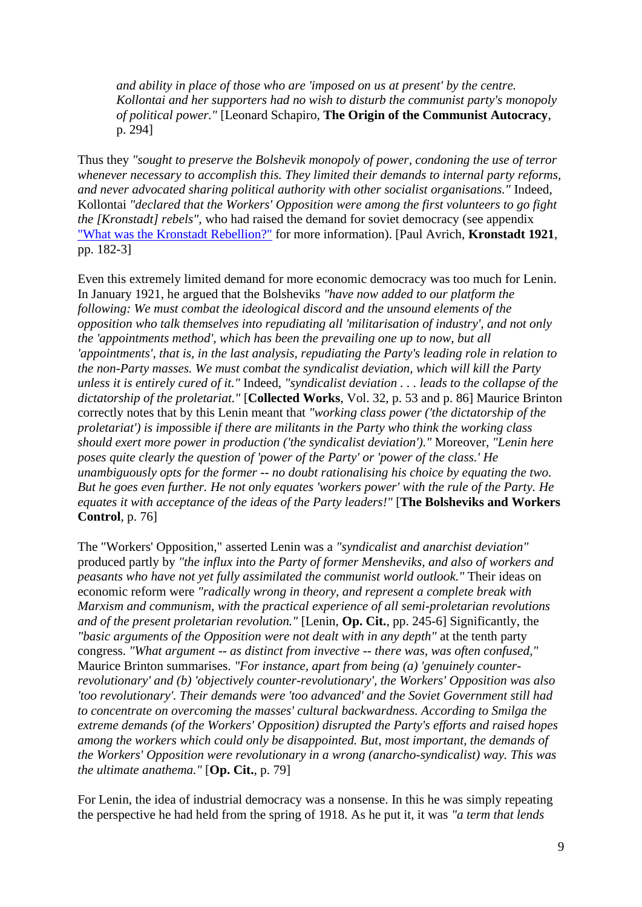> *and ability in place of those who are 'imposed on us at present' by the centre. Kollontai and her supporters had no wish to disturb the communist party's monopoly of political power."* [Leonard Schapiro, **The Origin of the Communist Autocracy**, p. 294]

Thus they *"sought to preserve the Bolshevik monopoly of power, condoning the use of terror whenever necessary to accomplish this. They limited their demands to internal party reforms, and never advocated sharing political authority with other socialist organisations."* Indeed, Kollontai *"declared that the Workers' Opposition were among the first volunteers to go fight the [Kronstadt] rebels"*, who had raised the demand for soviet democracy (see appendix "What was the Kronstadt Rebellion?" for more information). [Paul Avrich, **Kronstadt 1921**, pp. 182-3]

Even this extremely limited demand for more economic democracy was too much for Lenin. In January 1921, he argued that the Bolsheviks *"have now added to our platform the following: We must combat the ideological discord and the unsound elements of the opposition who talk themselves into repudiating all 'militarisation of industry', and not only the 'appointments method', which has been the prevailing one up to now, but all 'appointments', that is, in the last analysis, repudiating the Party's leading role in relation to the non-Party masses. We must combat the syndicalist deviation, which will kill the Party unless it is entirely cured of it."* Indeed, *"syndicalist deviation . . . leads to the collapse of the dictatorship of the proletariat."* [**Collected Works**, Vol. 32, p. 53 and p. 86] Maurice Brinton correctly notes that by this Lenin meant that *"working class power ('the dictatorship of the proletariat') is impossible if there are militants in the Party who think the working class should exert more power in production ('the syndicalist deviation')."* Moreover, *"Lenin here poses quite clearly the question of 'power of the Party' or 'power of the class.' He unambiguously opts for the former -- no doubt rationalising his choice by equating the two. But he goes even further. He not only equates 'workers power' with the rule of the Party. He equates it with acceptance of the ideas of the Party leaders!"* [**The Bolsheviks and Workers Control**, p. 76]

The "Workers' Opposition," asserted Lenin was a *"syndicalist and anarchist deviation"* produced partly by *"the influx into the Party of former Mensheviks, and also of workers and peasants who have not yet fully assimilated the communist world outlook."* Their ideas on economic reform were *"radically wrong in theory, and represent a complete break with Marxism and communism, with the practical experience of all semi-proletarian revolutions and of the present proletarian revolution."* [Lenin, **Op. Cit.**, pp. 245-6] Significantly, the *"basic arguments of the Opposition were not dealt with in any depth"* at the tenth party congress. *"What argument -- as distinct from invective -- there was, was often confused,"* Maurice Brinton summarises. *"For instance, apart from being (a) 'genuinely counter-revolutionary' and (b) 'objectively counter-revolutionary', the Workers' Opposition was also 'too revolutionary'. Their demands were 'too advanced' and the Soviet Government still had to concentrate on overcoming the masses' cultural backwardness. According to Smilga the extreme demands (of the Workers' Opposition) disrupted the Party's efforts and raised hopes among the workers which could only be disappointed. But, most important, the demands of the Workers' Opposition were revolutionary in a wrong (anarcho-syndicalist) way. This was the ultimate anathema."* [**Op. Cit.**, p. 79]

For Lenin, the idea of industrial democracy was a nonsense. In this he was simply repeating the perspective he had held from the spring of 1918. As he put it, it was *"a term that lends*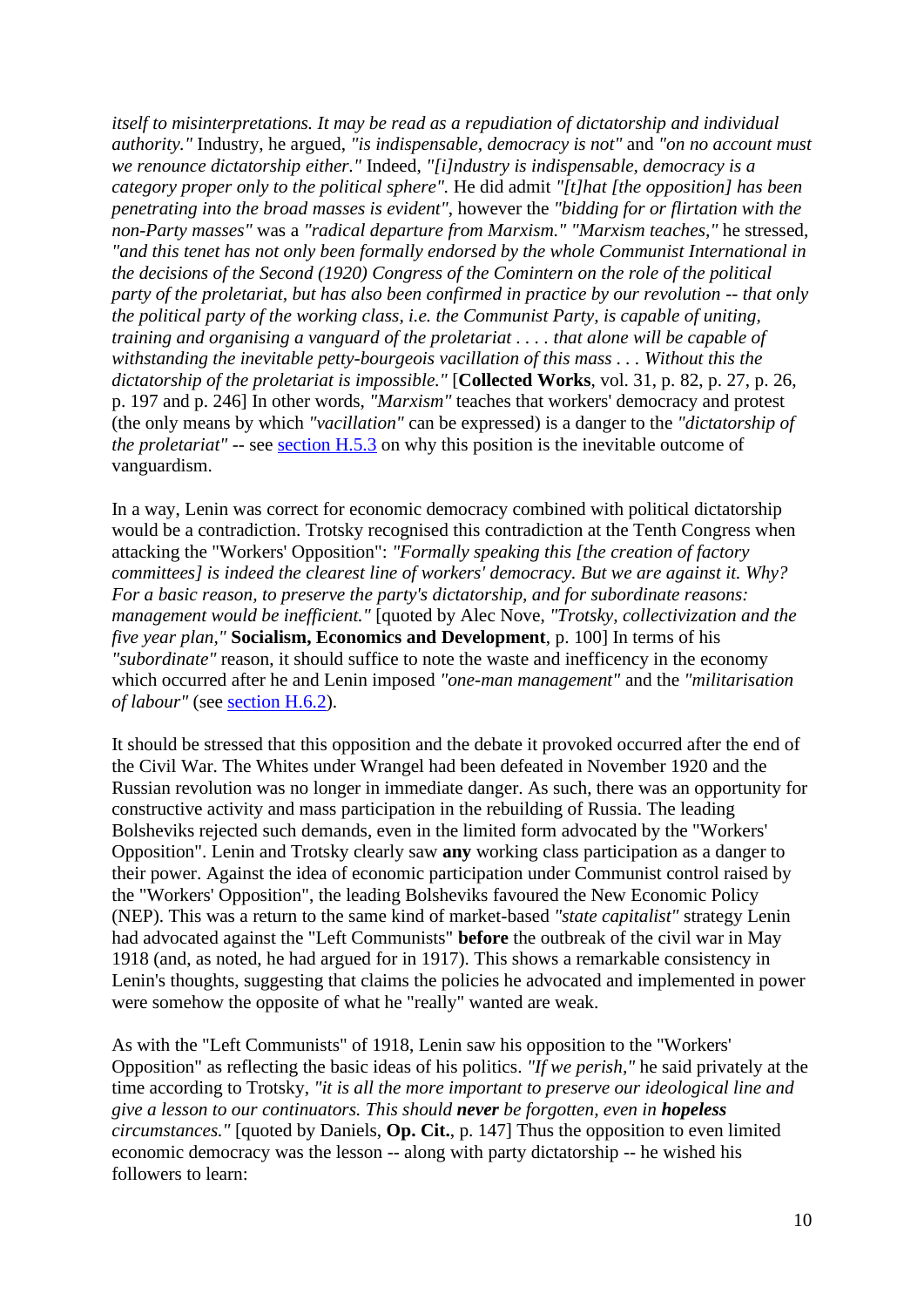*itself to misinterpretations. It may be read as a repudiation of dictatorship and individual authority."* Industry, he argued, *"is indispensable, democracy is not"* and *"on no account must we renounce dictatorship either."* Indeed, *"[i]ndustry is indispensable, democracy is a category proper only to the political sphere".* He did admit *"[t]hat [the opposition] has been penetrating into the broad masses is evident"*, however the *"bidding for or flirtation with the non-Party masses"* was a *"radical departure from Marxism." "Marxism teaches,"* he stressed, *"and this tenet has not only been formally endorsed by the whole Communist International in the decisions of the Second (1920) Congress of the Comintern on the role of the political party of the proletariat, but has also been confirmed in practice by our revolution -- that only the political party of the working class, i.e. the Communist Party, is capable of uniting, training and organising a vanguard of the proletariat . . . . that alone will be capable of withstanding the inevitable petty-bourgeois vacillation of this mass . . . Without this the dictatorship of the proletariat is impossible."* [**Collected Works**, vol. 31, p. 82, p. 27, p. 26, p. 197 and p. 246] In other words, *"Marxism"* teaches that workers' democracy and protest (the only means by which *"vacillation"* can be expressed) is a danger to the *"dictatorship of the proletariat"* -- see section H.5.3 on why this position is the inevitable outcome of vanguardism.

In a way, Lenin was correct for economic democracy combined with political dictatorship would be a contradiction. Trotsky recognised this contradiction at the Tenth Congress when attacking the "Workers' Opposition": *"Formally speaking this [the creation of factory committees] is indeed the clearest line of workers' democracy. But we are against it. Why? For a basic reason, to preserve the party's dictatorship, and for subordinate reasons: management would be inefficient."* [quoted by Alec Nove, *"Trotsky, collectivization and the five year plan,"* **Socialism, Economics and Development**, p. 100] In terms of his *"subordinate"* reason, it should suffice to note the waste and inefficency in the economy which occurred after he and Lenin imposed *"one-man management"* and the *"militarisation of labour"* (see section H.6.2).

It should be stressed that this opposition and the debate it provoked occurred after the end of the Civil War. The Whites under Wrangel had been defeated in November 1920 and the Russian revolution was no longer in immediate danger. As such, there was an opportunity for constructive activity and mass participation in the rebuilding of Russia. The leading Bolsheviks rejected such demands, even in the limited form advocated by the "Workers' Opposition". Lenin and Trotsky clearly saw **any** working class participation as a danger to their power. Against the idea of economic participation under Communist control raised by the "Workers' Opposition", the leading Bolsheviks favoured the New Economic Policy (NEP). This was a return to the same kind of market-based *"state capitalist"* strategy Lenin had advocated against the "Left Communists" **before** the outbreak of the civil war in May 1918 (and, as noted, he had argued for in 1917). This shows a remarkable consistency in Lenin's thoughts, suggesting that claims the policies he advocated and implemented in power were somehow the opposite of what he "really" wanted are weak.

As with the "Left Communists" of 1918, Lenin saw his opposition to the "Workers' Opposition" as reflecting the basic ideas of his politics. *"If we perish,"* he said privately at the time according to Trotsky, *"it is all the more important to preserve our ideological line and give a lesson to our continuators. This should **never** be forgotten, even in **hopeless** circumstances."* [quoted by Daniels, **Op. Cit.**, p. 147] Thus the opposition to even limited economic democracy was the lesson -- along with party dictatorship -- he wished his followers to learn: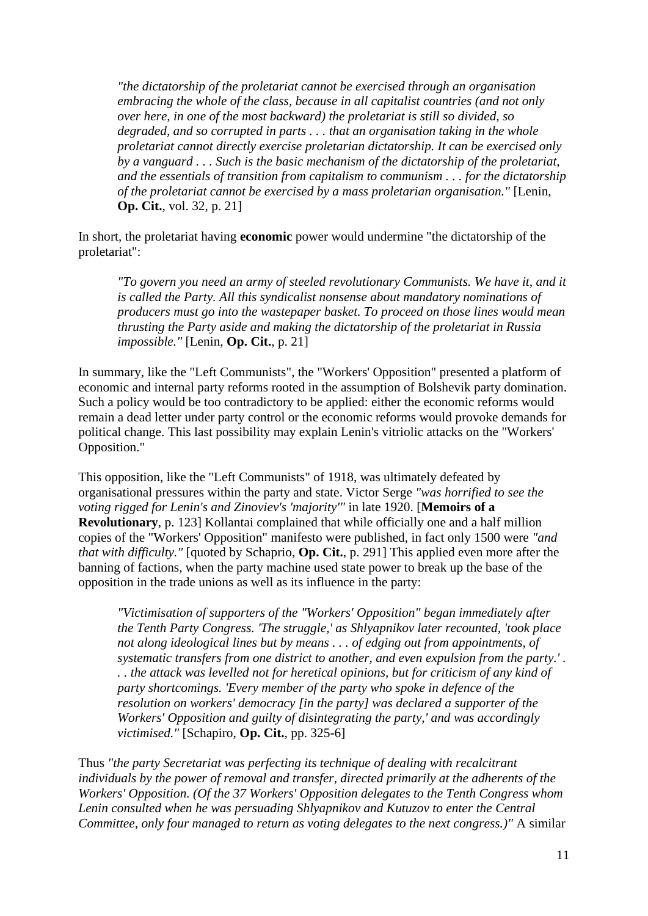> *"the dictatorship of the proletariat cannot be exercised through an organisation embracing the whole of the class, because in all capitalist countries (and not only over here, in one of the most backward) the proletariat is still so divided, so degraded, and so corrupted in parts . . . that an organisation taking in the whole proletariat cannot directly exercise proletarian dictatorship. It can be exercised only by a vanguard . . . Such is the basic mechanism of the dictatorship of the proletariat, and the essentials of transition from capitalism to communism . . . for the dictatorship of the proletariat cannot be exercised by a mass proletarian organisation."* [Lenin, **Op. Cit.**, vol. 32, p. 21]

In short, the proletariat having **economic** power would undermine "the dictatorship of the proletariat":

> *"To govern you need an army of steeled revolutionary Communists. We have it, and it is called the Party. All this syndicalist nonsense about mandatory nominations of producers must go into the wastepaper basket. To proceed on those lines would mean thrusting the Party aside and making the dictatorship of the proletariat in Russia impossible."* [Lenin, **Op. Cit.**, p. 21]

In summary, like the "Left Communists", the "Workers' Opposition" presented a platform of economic and internal party reforms rooted in the assumption of Bolshevik party domination. Such a policy would be too contradictory to be applied: either the economic reforms would remain a dead letter under party control or the economic reforms would provoke demands for political change. This last possibility may explain Lenin's vitriolic attacks on the "Workers' Opposition."

This opposition, like the "Left Communists" of 1918, was ultimately defeated by organisational pressures within the party and state. Victor Serge *"was horrified to see the voting rigged for Lenin's and Zinoviev's 'majority'"* in late 1920. [**Memoirs of a Revolutionary**, p. 123] Kollantai complained that while officially one and a half million copies of the "Workers' Opposition" manifesto were published, in fact only 1500 were *"and that with difficulty."* [quoted by Schaprio, **Op. Cit.**, p. 291] This applied even more after the banning of factions, when the party machine used state power to break up the base of the opposition in the trade unions as well as its influence in the party:

> *"Victimisation of supporters of the "Workers' Opposition" began immediately after the Tenth Party Congress. 'The struggle,' as Shlyapnikov later recounted, 'took place not along ideological lines but by means . . . of edging out from appointments, of systematic transfers from one district to another, and even expulsion from the party.' . . . the attack was levelled not for heretical opinions, but for criticism of any kind of party shortcomings. 'Every member of the party who spoke in defence of the resolution on workers' democracy [in the party] was declared a supporter of the Workers' Opposition and guilty of disintegrating the party,' and was accordingly victimised."* [Schapiro, **Op. Cit.**, pp. 325-6]

Thus *"the party Secretariat was perfecting its technique of dealing with recalcitrant individuals by the power of removal and transfer, directed primarily at the adherents of the Workers' Opposition. (Of the 37 Workers' Opposition delegates to the Tenth Congress whom Lenin consulted when he was persuading Shlyapnikov and Kutuzov to enter the Central Committee, only four managed to return as voting delegates to the next congress.)"* A similar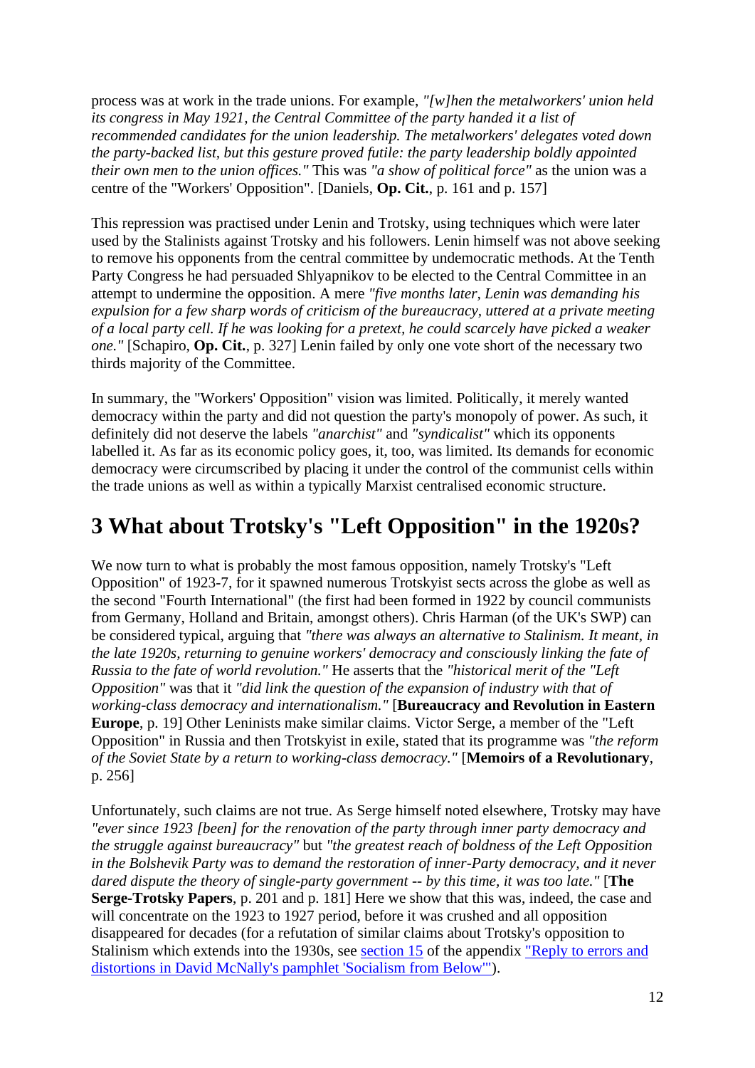process was at work in the trade unions. For example, *"[w]hen the metalworkers' union held its congress in May 1921, the Central Committee of the party handed it a list of recommended candidates for the union leadership. The metalworkers' delegates voted down the party-backed list, but this gesture proved futile: the party leadership boldly appointed their own men to the union offices."* This was *"a show of political force"* as the union was a centre of the "Workers' Opposition". [Daniels, **Op. Cit.**, p. 161 and p. 157]

This repression was practised under Lenin and Trotsky, using techniques which were later used by the Stalinists against Trotsky and his followers. Lenin himself was not above seeking to remove his opponents from the central committee by undemocratic methods. At the Tenth Party Congress he had persuaded Shlyapnikov to be elected to the Central Committee in an attempt to undermine the opposition. A mere *"five months later, Lenin was demanding his expulsion for a few sharp words of criticism of the bureaucracy, uttered at a private meeting of a local party cell. If he was looking for a pretext, he could scarcely have picked a weaker one."* [Schapiro, **Op. Cit.**, p. 327] Lenin failed by only one vote short of the necessary two thirds majority of the Committee.

In summary, the "Workers' Opposition" vision was limited. Politically, it merely wanted democracy within the party and did not question the party's monopoly of power. As such, it definitely did not deserve the labels *"anarchist"* and *"syndicalist"* which its opponents labelled it. As far as its economic policy goes, it, too, was limited. Its demands for economic democracy were circumscribed by placing it under the control of the communist cells within the trade unions as well as within a typically Marxist centralised economic structure.

# 3 What about Trotsky's "Left Opposition" in the 1920s?

We now turn to what is probably the most famous opposition, namely Trotsky's "Left Opposition" of 1923-7, for it spawned numerous Trotskyist sects across the globe as well as the second "Fourth International" (the first had been formed in 1922 by council communists from Germany, Holland and Britain, amongst others). Chris Harman (of the UK's SWP) can be considered typical, arguing that *"there was always an alternative to Stalinism. It meant, in the late 1920s, returning to genuine workers' democracy and consciously linking the fate of Russia to the fate of world revolution."* He asserts that the *"historical merit of the "Left Opposition"* was that it *"did link the question of the expansion of industry with that of working-class democracy and internationalism."* [**Bureaucracy and Revolution in Eastern Europe**, p. 19] Other Leninists make similar claims. Victor Serge, a member of the "Left Opposition" in Russia and then Trotskyist in exile, stated that its programme was *"the reform of the Soviet State by a return to working-class democracy."* [**Memoirs of a Revolutionary**, p. 256]

Unfortunately, such claims are not true. As Serge himself noted elsewhere, Trotsky may have *"ever since 1923 [been] for the renovation of the party through inner party democracy and the struggle against bureaucracy"* but *"the greatest reach of boldness of the Left Opposition in the Bolshevik Party was to demand the restoration of inner-Party democracy, and it never dared dispute the theory of single-party government -- by this time, it was too late."* [**The Serge-Trotsky Papers**, p. 201 and p. 181] Here we show that this was, indeed, the case and will concentrate on the 1923 to 1927 period, before it was crushed and all opposition disappeared for decades (for a refutation of similar claims about Trotsky's opposition to Stalinism which extends into the 1930s, see section 15 of the appendix "Reply to errors and distortions in David McNally's pamphlet 'Socialism from Below'").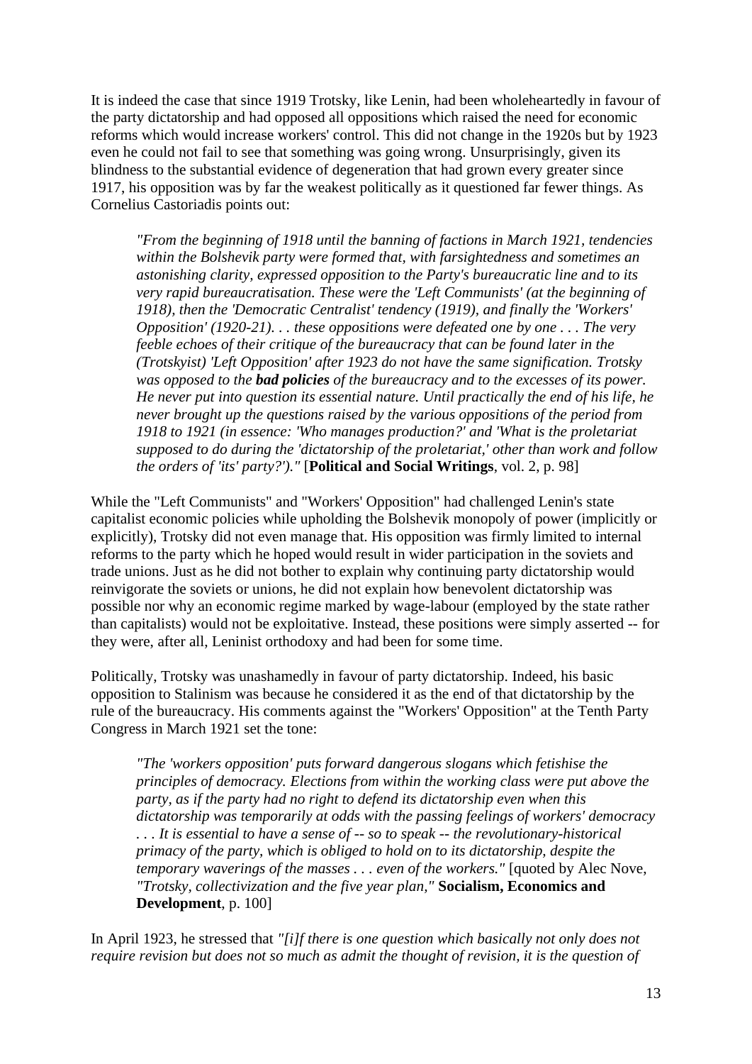It is indeed the case that since 1919 Trotsky, like Lenin, had been wholeheartedly in favour of the party dictatorship and had opposed all oppositions which raised the need for economic reforms which would increase workers' control. This did not change in the 1920s but by 1923 even he could not fail to see that something was going wrong. Unsurprisingly, given its blindness to the substantial evidence of degeneration that had grown every greater since 1917, his opposition was by far the weakest politically as it questioned far fewer things. As Cornelius Castoriadis points out:

> *"From the beginning of 1918 until the banning of factions in March 1921, tendencies within the Bolshevik party were formed that, with farsightedness and sometimes an astonishing clarity, expressed opposition to the Party's bureaucratic line and to its very rapid bureaucratisation. These were the 'Left Communists' (at the beginning of 1918), then the 'Democratic Centralist' tendency (1919), and finally the 'Workers' Opposition' (1920-21). . . these oppositions were defeated one by one . . . The very feeble echoes of their critique of the bureaucracy that can be found later in the (Trotskyist) 'Left Opposition' after 1923 do not have the same signification. Trotsky was opposed to the **bad policies** of the bureaucracy and to the excesses of its power. He never put into question its essential nature. Until practically the end of his life, he never brought up the questions raised by the various oppositions of the period from 1918 to 1921 (in essence: 'Who manages production?' and 'What is the proletariat supposed to do during the 'dictatorship of the proletariat,' other than work and follow the orders of 'its' party?')."* [**Political and Social Writings**, vol. 2, p. 98]

While the "Left Communists" and "Workers' Opposition" had challenged Lenin's state capitalist economic policies while upholding the Bolshevik monopoly of power (implicitly or explicitly), Trotsky did not even manage that. His opposition was firmly limited to internal reforms to the party which he hoped would result in wider participation in the soviets and trade unions. Just as he did not bother to explain why continuing party dictatorship would reinvigorate the soviets or unions, he did not explain how benevolent dictatorship was possible nor why an economic regime marked by wage-labour (employed by the state rather than capitalists) would not be exploitative. Instead, these positions were simply asserted -- for they were, after all, Leninist orthodoxy and had been for some time.

Politically, Trotsky was unashamedly in favour of party dictatorship. Indeed, his basic opposition to Stalinism was because he considered it as the end of that dictatorship by the rule of the bureaucracy. His comments against the "Workers' Opposition" at the Tenth Party Congress in March 1921 set the tone:

> *"The 'workers opposition' puts forward dangerous slogans which fetishise the principles of democracy. Elections from within the working class were put above the party, as if the party had no right to defend its dictatorship even when this dictatorship was temporarily at odds with the passing feelings of workers' democracy . . . It is essential to have a sense of -- so to speak -- the revolutionary-historical primacy of the party, which is obliged to hold on to its dictatorship, despite the temporary waverings of the masses . . . even of the workers."* [quoted by Alec Nove, *"Trotsky, collectivization and the five year plan,"* **Socialism, Economics and Development**, p. 100]

In April 1923, he stressed that *"[i]f there is one question which basically not only does not require revision but does not so much as admit the thought of revision, it is the question of*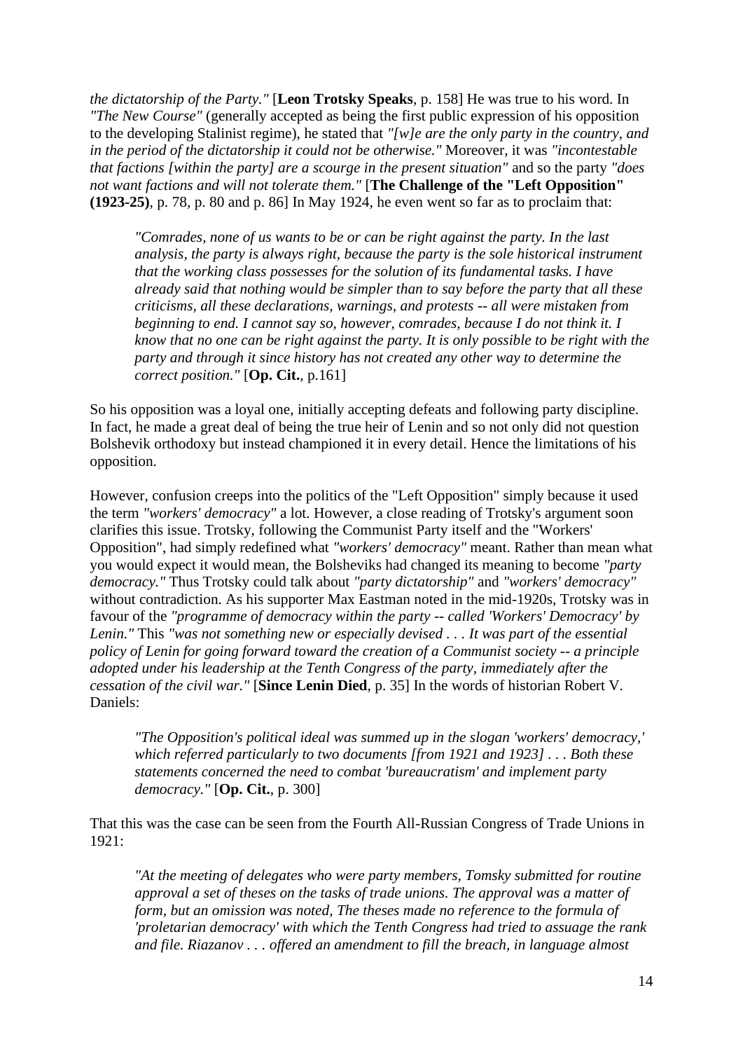*the dictatorship of the Party."* [**Leon Trotsky Speaks**, p. 158] He was true to his word. In *"The New Course"* (generally accepted as being the first public expression of his opposition to the developing Stalinist regime), he stated that *"[w]e are the only party in the country, and in the period of the dictatorship it could not be otherwise."* Moreover, it was *"incontestable that factions [within the party] are a scourge in the present situation"* and so the party *"does not want factions and will not tolerate them."* [**The Challenge of the "Left Opposition" (1923-25)**, p. 78, p. 80 and p. 86] In May 1924, he even went so far as to proclaim that:

> *"Comrades, none of us wants to be or can be right against the party. In the last analysis, the party is always right, because the party is the sole historical instrument that the working class possesses for the solution of its fundamental tasks. I have already said that nothing would be simpler than to say before the party that all these criticisms, all these declarations, warnings, and protests -- all were mistaken from beginning to end. I cannot say so, however, comrades, because I do not think it. I know that no one can be right against the party. It is only possible to be right with the party and through it since history has not created any other way to determine the correct position."* [**Op. Cit.**, p.161]

So his opposition was a loyal one, initially accepting defeats and following party discipline. In fact, he made a great deal of being the true heir of Lenin and so not only did not question Bolshevik orthodoxy but instead championed it in every detail. Hence the limitations of his opposition.

However, confusion creeps into the politics of the "Left Opposition" simply because it used the term *"workers' democracy"* a lot. However, a close reading of Trotsky's argument soon clarifies this issue. Trotsky, following the Communist Party itself and the "Workers' Opposition", had simply redefined what *"workers' democracy"* meant. Rather than mean what you would expect it would mean, the Bolsheviks had changed its meaning to become *"party democracy."* Thus Trotsky could talk about *"party dictatorship"* and *"workers' democracy"* without contradiction. As his supporter Max Eastman noted in the mid-1920s, Trotsky was in favour of the *"programme of democracy within the party -- called 'Workers' Democracy' by Lenin."* This *"was not something new or especially devised . . . It was part of the essential policy of Lenin for going forward toward the creation of a Communist society -- a principle adopted under his leadership at the Tenth Congress of the party, immediately after the cessation of the civil war."* [**Since Lenin Died**, p. 35] In the words of historian Robert V. Daniels:

> *"The Opposition's political ideal was summed up in the slogan 'workers' democracy,' which referred particularly to two documents [from 1921 and 1923] . . . Both these statements concerned the need to combat 'bureaucratism' and implement party democracy."* [**Op. Cit.**, p. 300]

That this was the case can be seen from the Fourth All-Russian Congress of Trade Unions in 1921:

> *"At the meeting of delegates who were party members, Tomsky submitted for routine approval a set of theses on the tasks of trade unions. The approval was a matter of form, but an omission was noted, The theses made no reference to the formula of 'proletarian democracy' with which the Tenth Congress had tried to assuage the rank and file. Riazanov . . . offered an amendment to fill the breach, in language almost*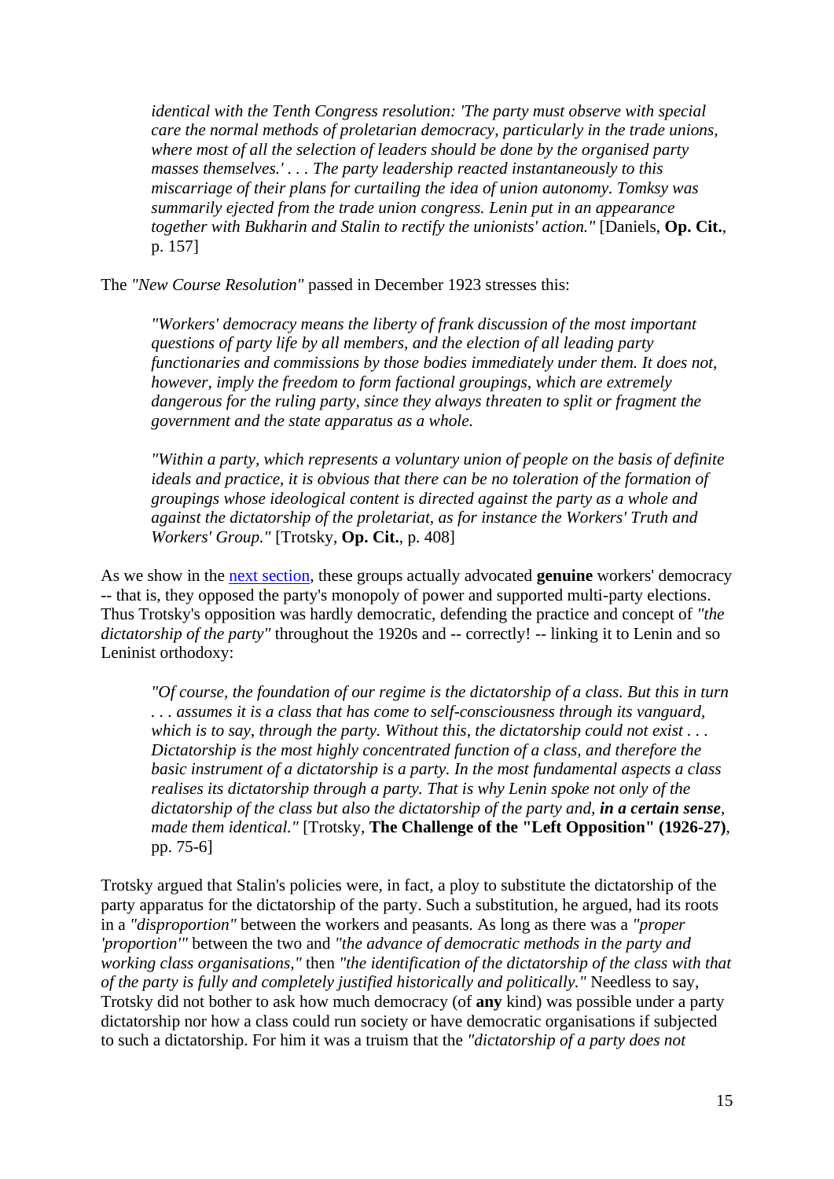> *identical with the Tenth Congress resolution: 'The party must observe with special care the normal methods of proletarian democracy, particularly in the trade unions, where most of all the selection of leaders should be done by the organised party masses themselves.' . . . The party leadership reacted instantaneously to this miscarriage of their plans for curtailing the idea of union autonomy. Tomksy was summarily ejected from the trade union congress. Lenin put in an appearance together with Bukharin and Stalin to rectify the unionists' action."* [Daniels, **Op. Cit.**, p. 157]

The *"New Course Resolution"* passed in December 1923 stresses this:

> *"Workers' democracy means the liberty of frank discussion of the most important questions of party life by all members, and the election of all leading party functionaries and commissions by those bodies immediately under them. It does not, however, imply the freedom to form factional groupings, which are extremely dangerous for the ruling party, since they always threaten to split or fragment the government and the state apparatus as a whole.*
>
> *"Within a party, which represents a voluntary union of people on the basis of definite ideals and practice, it is obvious that there can be no toleration of the formation of groupings whose ideological content is directed against the party as a whole and against the dictatorship of the proletariat, as for instance the Workers' Truth and Workers' Group."* [Trotsky, **Op. Cit.**, p. 408]

As we show in the next section, these groups actually advocated **genuine** workers' democracy -- that is, they opposed the party's monopoly of power and supported multi-party elections. Thus Trotsky's opposition was hardly democratic, defending the practice and concept of *"the dictatorship of the party"* throughout the 1920s and -- correctly! -- linking it to Lenin and so Leninist orthodoxy:

> *"Of course, the foundation of our regime is the dictatorship of a class. But this in turn . . . assumes it is a class that has come to self-consciousness through its vanguard, which is to say, through the party. Without this, the dictatorship could not exist . . . Dictatorship is the most highly concentrated function of a class, and therefore the basic instrument of a dictatorship is a party. In the most fundamental aspects a class realises its dictatorship through a party. That is why Lenin spoke not only of the dictatorship of the class but also the dictatorship of the party and, **in a certain sense**, made them identical."* [Trotsky, **The Challenge of the "Left Opposition" (1926-27)**, pp. 75-6]

Trotsky argued that Stalin's policies were, in fact, a ploy to substitute the dictatorship of the party apparatus for the dictatorship of the party. Such a substitution, he argued, had its roots in a *"disproportion"* between the workers and peasants. As long as there was a *"proper 'proportion'"* between the two and *"the advance of democratic methods in the party and working class organisations,"* then *"the identification of the dictatorship of the class with that of the party is fully and completely justified historically and politically."* Needless to say, Trotsky did not bother to ask how much democracy (of **any** kind) was possible under a party dictatorship nor how a class could run society or have democratic organisations if subjected to such a dictatorship. For him it was a truism that the *"dictatorship of a party does not*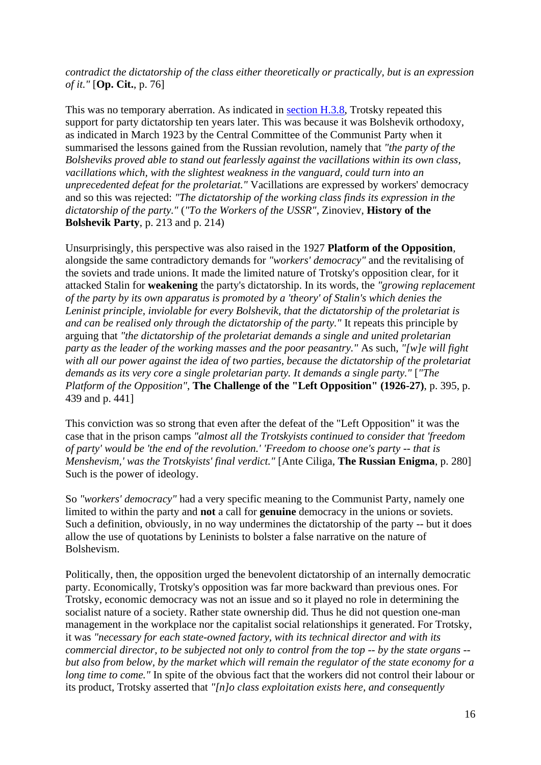*contradict the dictatorship of the class either theoretically or practically, but is an expression of it."* [**Op. Cit.**, p. 76]

This was no temporary aberration. As indicated in section H.3.8, Trotsky repeated this support for party dictatorship ten years later. This was because it was Bolshevik orthodoxy, as indicated in March 1923 by the Central Committee of the Communist Party when it summarised the lessons gained from the Russian revolution, namely that *"the party of the Bolsheviks proved able to stand out fearlessly against the vacillations within its own class, vacillations which, with the slightest weakness in the vanguard, could turn into an unprecedented defeat for the proletariat."* Vacillations are expressed by workers' democracy and so this was rejected: *"The dictatorship of the working class finds its expression in the dictatorship of the party."* (*"To the Workers of the USSR"*, Zinoviev, **History of the Bolshevik Party**, p. 213 and p. 214)

Unsurprisingly, this perspective was also raised in the 1927 **Platform of the Opposition**, alongside the same contradictory demands for *"workers' democracy"* and the revitalising of the soviets and trade unions. It made the limited nature of Trotsky's opposition clear, for it attacked Stalin for **weakening** the party's dictatorship. In its words, the *"growing replacement of the party by its own apparatus is promoted by a 'theory' of Stalin's which denies the Leninist principle, inviolable for every Bolshevik, that the dictatorship of the proletariat is and can be realised only through the dictatorship of the party."* It repeats this principle by arguing that *"the dictatorship of the proletariat demands a single and united proletarian party as the leader of the working masses and the poor peasantry."* As such, *"[w]e will fight with all our power against the idea of two parties, because the dictatorship of the proletariat demands as its very core a single proletarian party. It demands a single party."* [*"The Platform of the Opposition"*, **The Challenge of the "Left Opposition" (1926-27)**, p. 395, p. 439 and p. 441]

This conviction was so strong that even after the defeat of the "Left Opposition" it was the case that in the prison camps *"almost all the Trotskyists continued to consider that 'freedom of party' would be 'the end of the revolution.' 'Freedom to choose one's party -- that is Menshevism,' was the Trotskyists' final verdict."* [Ante Ciliga, **The Russian Enigma**, p. 280] Such is the power of ideology.

So *"workers' democracy"* had a very specific meaning to the Communist Party, namely one limited to within the party and **not** a call for **genuine** democracy in the unions or soviets. Such a definition, obviously, in no way undermines the dictatorship of the party -- but it does allow the use of quotations by Leninists to bolster a false narrative on the nature of Bolshevism.

Politically, then, the opposition urged the benevolent dictatorship of an internally democratic party. Economically, Trotsky's opposition was far more backward than previous ones. For Trotsky, economic democracy was not an issue and so it played no role in determining the socialist nature of a society. Rather state ownership did. Thus he did not question one-man management in the workplace nor the capitalist social relationships it generated. For Trotsky, it was *"necessary for each state-owned factory, with its technical director and with its commercial director, to be subjected not only to control from the top -- by the state organs -- but also from below, by the market which will remain the regulator of the state economy for a long time to come."* In spite of the obvious fact that the workers did not control their labour or its product, Trotsky asserted that *"[n]o class exploitation exists here, and consequently*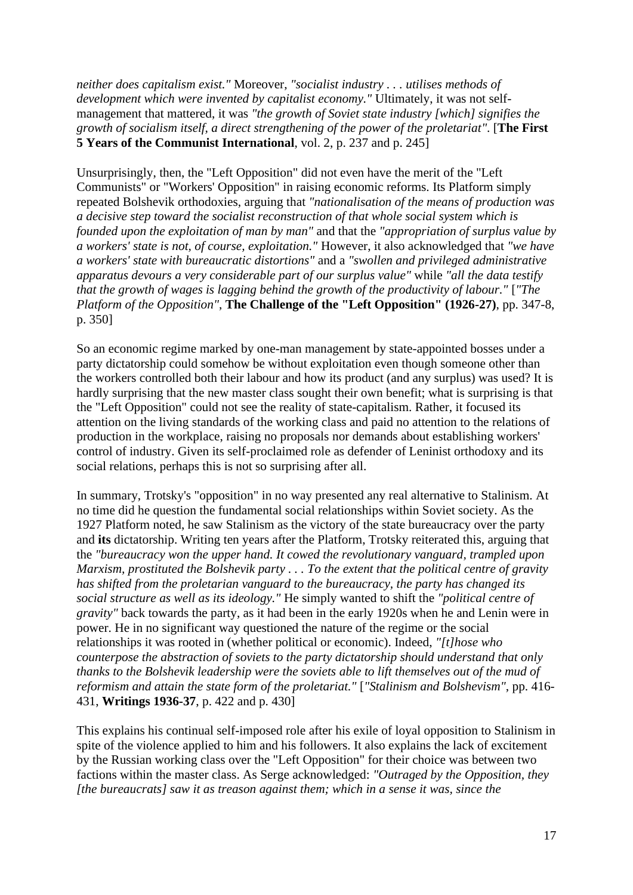*neither does capitalism exist."* Moreover, *"socialist industry . . . utilises methods of development which were invented by capitalist economy."* Ultimately, it was not self-management that mattered, it was *"the growth of Soviet state industry [which] signifies the growth of socialism itself, a direct strengthening of the power of the proletariat".* [**The First 5 Years of the Communist International**, vol. 2, p. 237 and p. 245]

Unsurprisingly, then, the "Left Opposition" did not even have the merit of the "Left Communists" or "Workers' Opposition" in raising economic reforms. Its Platform simply repeated Bolshevik orthodoxies, arguing that *"nationalisation of the means of production was a decisive step toward the socialist reconstruction of that whole social system which is founded upon the exploitation of man by man"* and that the *"appropriation of surplus value by a workers' state is not, of course, exploitation."* However, it also acknowledged that *"we have a workers' state with bureaucratic distortions"* and a *"swollen and privileged administrative apparatus devours a very considerable part of our surplus value"* while *"all the data testify that the growth of wages is lagging behind the growth of the productivity of labour."* [*"The Platform of the Opposition"*, **The Challenge of the "Left Opposition" (1926-27)**, pp. 347-8, p. 350]

So an economic regime marked by one-man management by state-appointed bosses under a party dictatorship could somehow be without exploitation even though someone other than the workers controlled both their labour and how its product (and any surplus) was used? It is hardly surprising that the new master class sought their own benefit; what is surprising is that the "Left Opposition" could not see the reality of state-capitalism. Rather, it focused its attention on the living standards of the working class and paid no attention to the relations of production in the workplace, raising no proposals nor demands about establishing workers' control of industry. Given its self-proclaimed role as defender of Leninist orthodoxy and its social relations, perhaps this is not so surprising after all.

In summary, Trotsky's "opposition" in no way presented any real alternative to Stalinism. At no time did he question the fundamental social relationships within Soviet society. As the 1927 Platform noted, he saw Stalinism as the victory of the state bureaucracy over the party and **its** dictatorship. Writing ten years after the Platform, Trotsky reiterated this, arguing that the *"bureaucracy won the upper hand. It cowed the revolutionary vanguard, trampled upon Marxism, prostituted the Bolshevik party . . . To the extent that the political centre of gravity has shifted from the proletarian vanguard to the bureaucracy, the party has changed its social structure as well as its ideology."* He simply wanted to shift the *"political centre of gravity"* back towards the party, as it had been in the early 1920s when he and Lenin were in power. He in no significant way questioned the nature of the regime or the social relationships it was rooted in (whether political or economic). Indeed, *"[t]hose who counterpose the abstraction of soviets to the party dictatorship should understand that only thanks to the Bolshevik leadership were the soviets able to lift themselves out of the mud of reformism and attain the state form of the proletariat."* [*"Stalinism and Bolshevism"*, pp. 416-431, **Writings 1936-37**, p. 422 and p. 430]

This explains his continual self-imposed role after his exile of loyal opposition to Stalinism in spite of the violence applied to him and his followers. It also explains the lack of excitement by the Russian working class over the "Left Opposition" for their choice was between two factions within the master class. As Serge acknowledged: *"Outraged by the Opposition, they [the bureaucrats] saw it as treason against them; which in a sense it was, since the*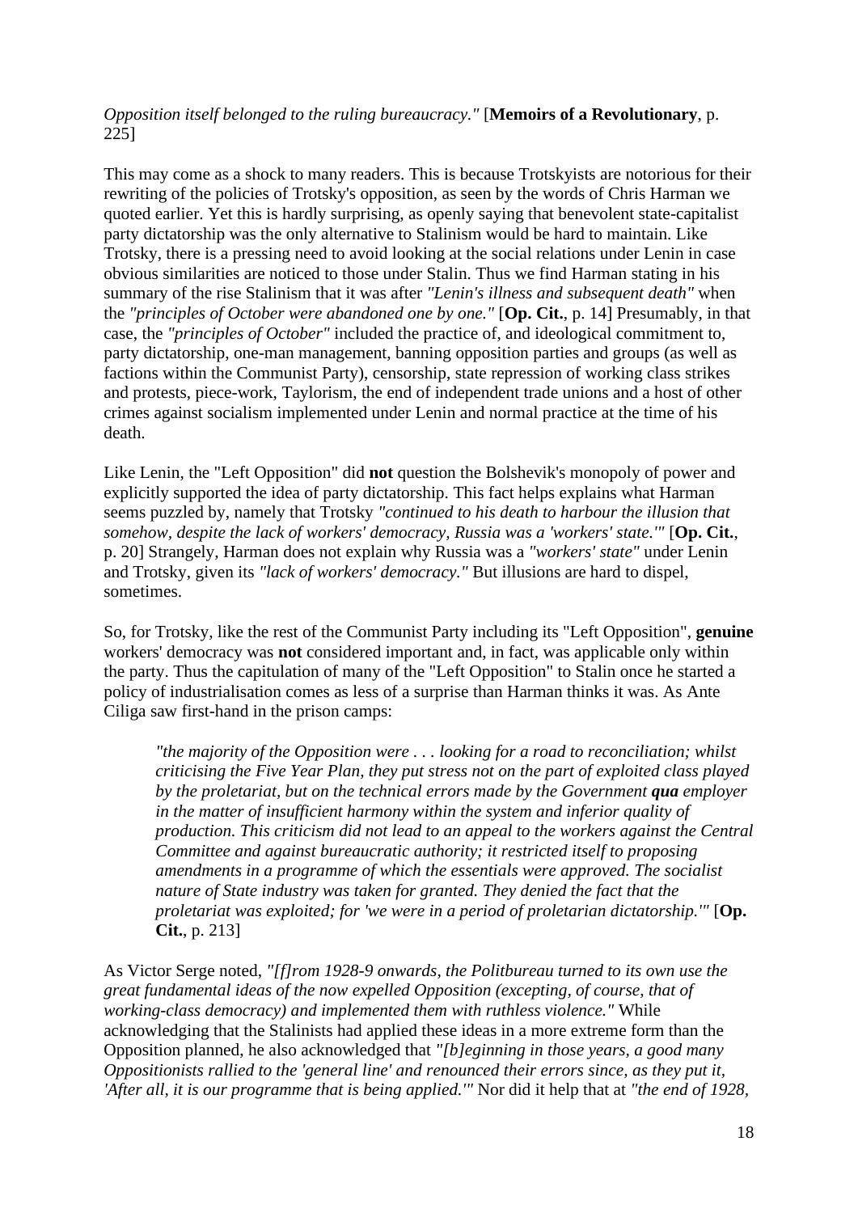*Opposition itself belonged to the ruling bureaucracy."* [**Memoirs of a Revolutionary**, p. 225]

This may come as a shock to many readers. This is because Trotskyists are notorious for their rewriting of the policies of Trotsky's opposition, as seen by the words of Chris Harman we quoted earlier. Yet this is hardly surprising, as openly saying that benevolent state-capitalist party dictatorship was the only alternative to Stalinism would be hard to maintain. Like Trotsky, there is a pressing need to avoid looking at the social relations under Lenin in case obvious similarities are noticed to those under Stalin. Thus we find Harman stating in his summary of the rise Stalinism that it was after *"Lenin's illness and subsequent death"* when the *"principles of October were abandoned one by one."* [**Op. Cit.**, p. 14] Presumably, in that case, the *"principles of October"* included the practice of, and ideological commitment to, party dictatorship, one-man management, banning opposition parties and groups (as well as factions within the Communist Party), censorship, state repression of working class strikes and protests, piece-work, Taylorism, the end of independent trade unions and a host of other crimes against socialism implemented under Lenin and normal practice at the time of his death.

Like Lenin, the "Left Opposition" did **not** question the Bolshevik's monopoly of power and explicitly supported the idea of party dictatorship. This fact helps explains what Harman seems puzzled by, namely that Trotsky *"continued to his death to harbour the illusion that somehow, despite the lack of workers' democracy, Russia was a 'workers' state.'"* [**Op. Cit.**, p. 20] Strangely, Harman does not explain why Russia was a *"workers' state"* under Lenin and Trotsky, given its *"lack of workers' democracy."* But illusions are hard to dispel, sometimes.

So, for Trotsky, like the rest of the Communist Party including its "Left Opposition", **genuine** workers' democracy was **not** considered important and, in fact, was applicable only within the party. Thus the capitulation of many of the "Left Opposition" to Stalin once he started a policy of industrialisation comes as less of a surprise than Harman thinks it was. As Ante Ciliga saw first-hand in the prison camps:

> *"the majority of the Opposition were . . . looking for a road to reconciliation; whilst criticising the Five Year Plan, they put stress not on the part of exploited class played by the proletariat, but on the technical errors made by the Government **qua** employer in the matter of insufficient harmony within the system and inferior quality of production. This criticism did not lead to an appeal to the workers against the Central Committee and against bureaucratic authority; it restricted itself to proposing amendments in a programme of which the essentials were approved. The socialist nature of State industry was taken for granted. They denied the fact that the proletariat was exploited; for 'we were in a period of proletarian dictatorship.'"* [**Op. Cit.**, p. 213]

As Victor Serge noted, *"[f]rom 1928-9 onwards, the Politbureau turned to its own use the great fundamental ideas of the now expelled Opposition (excepting, of course, that of working-class democracy) and implemented them with ruthless violence."* While acknowledging that the Stalinists had applied these ideas in a more extreme form than the Opposition planned, he also acknowledged that *"[b]eginning in those years, a good many Oppositionists rallied to the 'general line' and renounced their errors since, as they put it, 'After all, it is our programme that is being applied.'"* Nor did it help that at *"the end of 1928,*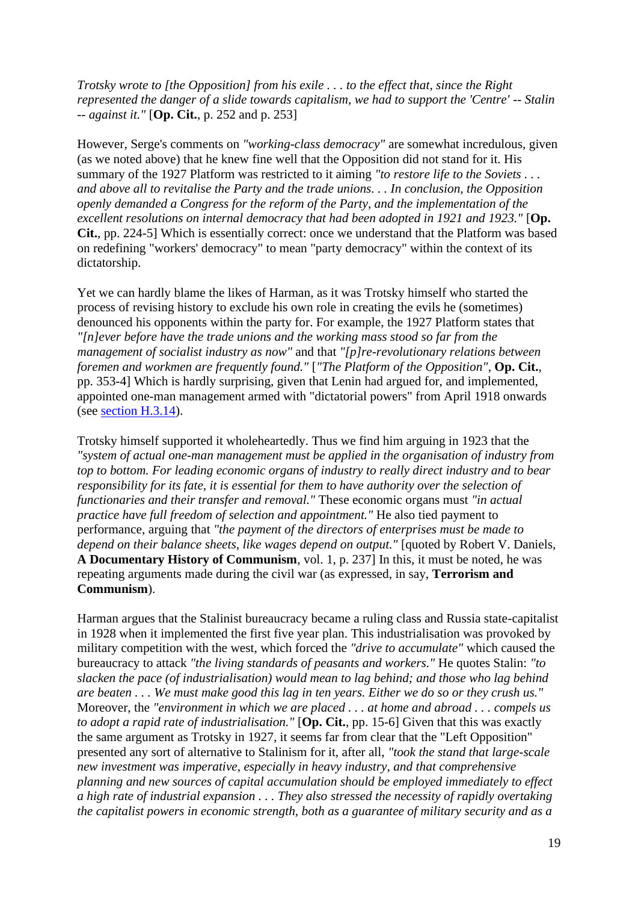*Trotsky wrote to [the Opposition] from his exile . . . to the effect that, since the Right represented the danger of a slide towards capitalism, we had to support the 'Centre' -- Stalin -- against it."* [**Op. Cit.**, p. 252 and p. 253]

However, Serge's comments on *"working-class democracy"* are somewhat incredulous, given (as we noted above) that he knew fine well that the Opposition did not stand for it. His summary of the 1927 Platform was restricted to it aiming *"to restore life to the Soviets . . . and above all to revitalise the Party and the trade unions. . . In conclusion, the Opposition openly demanded a Congress for the reform of the Party, and the implementation of the excellent resolutions on internal democracy that had been adopted in 1921 and 1923."* [**Op. Cit.**, pp. 224-5] Which is essentially correct: once we understand that the Platform was based on redefining "workers' democracy" to mean "party democracy" within the context of its dictatorship.

Yet we can hardly blame the likes of Harman, as it was Trotsky himself who started the process of revising history to exclude his own role in creating the evils he (sometimes) denounced his opponents within the party for. For example, the 1927 Platform states that *"[n]ever before have the trade unions and the working mass stood so far from the management of socialist industry as now"* and that *"[p]re-revolutionary relations between foremen and workmen are frequently found."* [*"The Platform of the Opposition"*, **Op. Cit.**, pp. 353-4] Which is hardly surprising, given that Lenin had argued for, and implemented, appointed one-man management armed with "dictatorial powers" from April 1918 onwards (see section H.3.14).

Trotsky himself supported it wholeheartedly. Thus we find him arguing in 1923 that the *"system of actual one-man management must be applied in the organisation of industry from top to bottom. For leading economic organs of industry to really direct industry and to bear responsibility for its fate, it is essential for them to have authority over the selection of functionaries and their transfer and removal."* These economic organs must *"in actual practice have full freedom of selection and appointment."* He also tied payment to performance, arguing that *"the payment of the directors of enterprises must be made to depend on their balance sheets, like wages depend on output."* [quoted by Robert V. Daniels, **A Documentary History of Communism**, vol. 1, p. 237] In this, it must be noted, he was repeating arguments made during the civil war (as expressed, in say, **Terrorism and Communism**).

Harman argues that the Stalinist bureaucracy became a ruling class and Russia state-capitalist in 1928 when it implemented the first five year plan. This industrialisation was provoked by military competition with the west, which forced the *"drive to accumulate"* which caused the bureaucracy to attack *"the living standards of peasants and workers."* He quotes Stalin: *"to slacken the pace (of industrialisation) would mean to lag behind; and those who lag behind are beaten . . . We must make good this lag in ten years. Either we do so or they crush us."* Moreover, the *"environment in which we are placed . . . at home and abroad . . . compels us to adopt a rapid rate of industrialisation."* [**Op. Cit.**, pp. 15-6] Given that this was exactly the same argument as Trotsky in 1927, it seems far from clear that the "Left Opposition" presented any sort of alternative to Stalinism for it, after all, *"took the stand that large-scale new investment was imperative, especially in heavy industry, and that comprehensive planning and new sources of capital accumulation should be employed immediately to effect a high rate of industrial expansion . . . They also stressed the necessity of rapidly overtaking the capitalist powers in economic strength, both as a guarantee of military security and as a*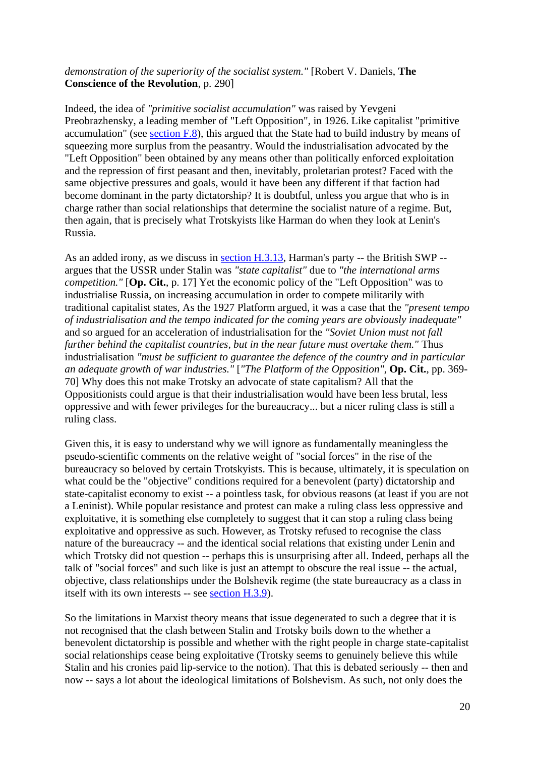*demonstration of the superiority of the socialist system."* [Robert V. Daniels, **The Conscience of the Revolution**, p. 290]

Indeed, the idea of *"primitive socialist accumulation"* was raised by Yevgeni Preobrazhensky, a leading member of "Left Opposition", in 1926. Like capitalist "primitive accumulation" (see section F.8), this argued that the State had to build industry by means of squeezing more surplus from the peasantry. Would the industrialisation advocated by the "Left Opposition" been obtained by any means other than politically enforced exploitation and the repression of first peasant and then, inevitably, proletarian protest? Faced with the same objective pressures and goals, would it have been any different if that faction had become dominant in the party dictatorship? It is doubtful, unless you argue that who is in charge rather than social relationships that determine the socialist nature of a regime. But, then again, that is precisely what Trotskyists like Harman do when they look at Lenin's Russia.

As an added irony, as we discuss in section H.3.13, Harman's party -- the British SWP -- argues that the USSR under Stalin was *"state capitalist"* due to *"the international arms competition."* [**Op. Cit.**, p. 17] Yet the economic policy of the "Left Opposition" was to industrialise Russia, on increasing accumulation in order to compete militarily with traditional capitalist states, As the 1927 Platform argued, it was a case that the *"present tempo of industrialisation and the tempo indicated for the coming years are obviously inadequate"* and so argued for an acceleration of industrialisation for the *"Soviet Union must not fall further behind the capitalist countries, but in the near future must overtake them."* Thus industrialisation *"must be sufficient to guarantee the defence of the country and in particular an adequate growth of war industries."* [*"The Platform of the Opposition"*, **Op. Cit.**, pp. 369-70] Why does this not make Trotsky an advocate of state capitalism? All that the Oppositionists could argue is that their industrialisation would have been less brutal, less oppressive and with fewer privileges for the bureaucracy... but a nicer ruling class is still a ruling class.

Given this, it is easy to understand why we will ignore as fundamentally meaningless the pseudo-scientific comments on the relative weight of "social forces" in the rise of the bureaucracy so beloved by certain Trotskyists. This is because, ultimately, it is speculation on what could be the "objective" conditions required for a benevolent (party) dictatorship and state-capitalist economy to exist -- a pointless task, for obvious reasons (at least if you are not a Leninist). While popular resistance and protest can make a ruling class less oppressive and exploitative, it is something else completely to suggest that it can stop a ruling class being exploitative and oppressive as such. However, as Trotsky refused to recognise the class nature of the bureaucracy -- and the identical social relations that existing under Lenin and which Trotsky did not question -- perhaps this is unsurprising after all. Indeed, perhaps all the talk of "social forces" and such like is just an attempt to obscure the real issue -- the actual, objective, class relationships under the Bolshevik regime (the state bureaucracy as a class in itself with its own interests -- see section H.3.9).

So the limitations in Marxist theory means that issue degenerated to such a degree that it is not recognised that the clash between Stalin and Trotsky boils down to the whether a benevolent dictatorship is possible and whether with the right people in charge state-capitalist social relationships cease being exploitative (Trotsky seems to genuinely believe this while Stalin and his cronies paid lip-service to the notion). That this is debated seriously -- then and now -- says a lot about the ideological limitations of Bolshevism. As such, not only does the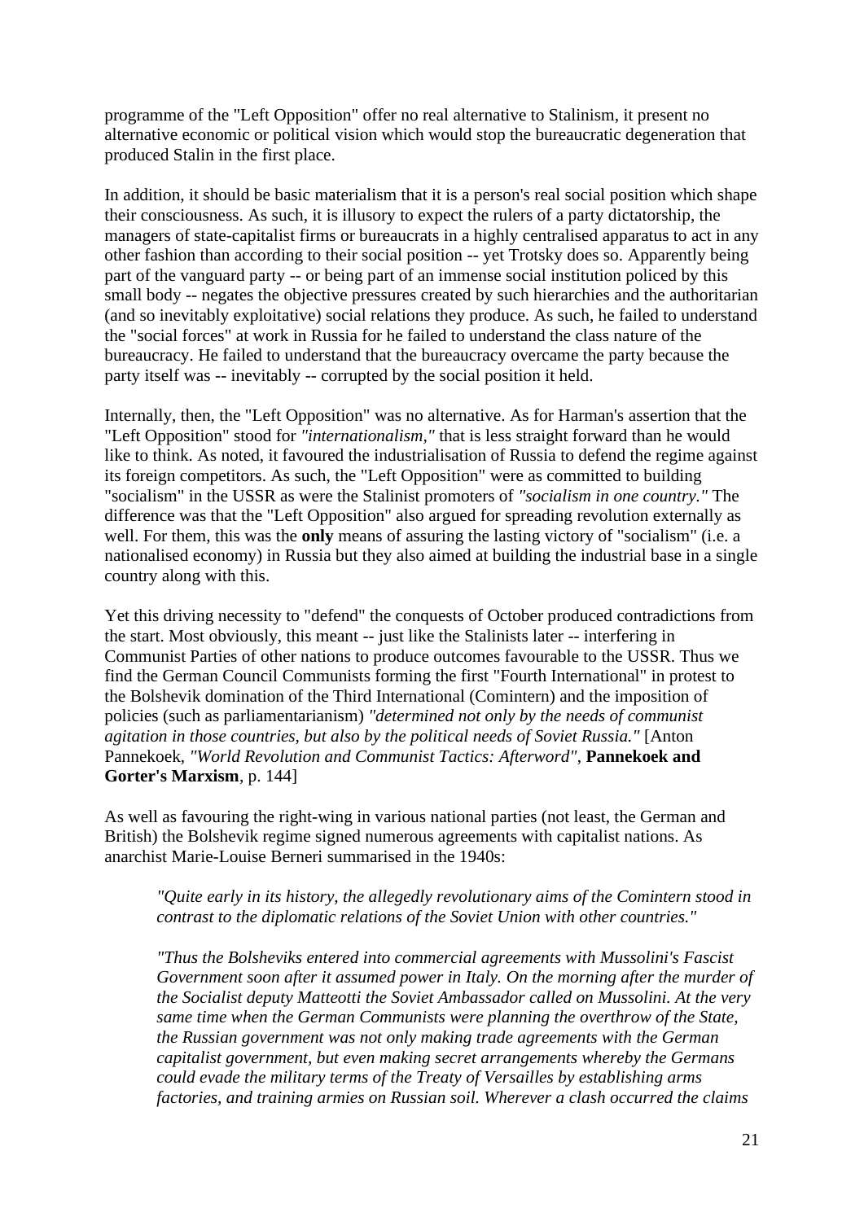programme of the "Left Opposition" offer no real alternative to Stalinism, it present no alternative economic or political vision which would stop the bureaucratic degeneration that produced Stalin in the first place.

In addition, it should be basic materialism that it is a person's real social position which shape their consciousness. As such, it is illusory to expect the rulers of a party dictatorship, the managers of state-capitalist firms or bureaucrats in a highly centralised apparatus to act in any other fashion than according to their social position -- yet Trotsky does so. Apparently being part of the vanguard party -- or being part of an immense social institution policed by this small body -- negates the objective pressures created by such hierarchies and the authoritarian (and so inevitably exploitative) social relations they produce. As such, he failed to understand the "social forces" at work in Russia for he failed to understand the class nature of the bureaucracy. He failed to understand that the bureaucracy overcame the party because the party itself was -- inevitably -- corrupted by the social position it held.

Internally, then, the "Left Opposition" was no alternative. As for Harman's assertion that the "Left Opposition" stood for *"internationalism,"* that is less straight forward than he would like to think. As noted, it favoured the industrialisation of Russia to defend the regime against its foreign competitors. As such, the "Left Opposition" were as committed to building "socialism" in the USSR as were the Stalinist promoters of *"socialism in one country."* The difference was that the "Left Opposition" also argued for spreading revolution externally as well. For them, this was the **only** means of assuring the lasting victory of "socialism" (i.e. a nationalised economy) in Russia but they also aimed at building the industrial base in a single country along with this.

Yet this driving necessity to "defend" the conquests of October produced contradictions from the start. Most obviously, this meant -- just like the Stalinists later -- interfering in Communist Parties of other nations to produce outcomes favourable to the USSR. Thus we find the German Council Communists forming the first "Fourth International" in protest to the Bolshevik domination of the Third International (Comintern) and the imposition of policies (such as parliamentarianism) *"determined not only by the needs of communist agitation in those countries, but also by the political needs of Soviet Russia."* [Anton Pannekoek, *"World Revolution and Communist Tactics: Afterword"*, **Pannekoek and Gorter's Marxism**, p. 144]

As well as favouring the right-wing in various national parties (not least, the German and British) the Bolshevik regime signed numerous agreements with capitalist nations. As anarchist Marie-Louise Berneri summarised in the 1940s:

> *"Quite early in its history, the allegedly revolutionary aims of the Comintern stood in contrast to the diplomatic relations of the Soviet Union with other countries."*
>
> *"Thus the Bolsheviks entered into commercial agreements with Mussolini's Fascist Government soon after it assumed power in Italy. On the morning after the murder of the Socialist deputy Matteotti the Soviet Ambassador called on Mussolini. At the very same time when the German Communists were planning the overthrow of the State, the Russian government was not only making trade agreements with the German capitalist government, but even making secret arrangements whereby the Germans could evade the military terms of the Treaty of Versailles by establishing arms factories, and training armies on Russian soil. Wherever a clash occurred the claims*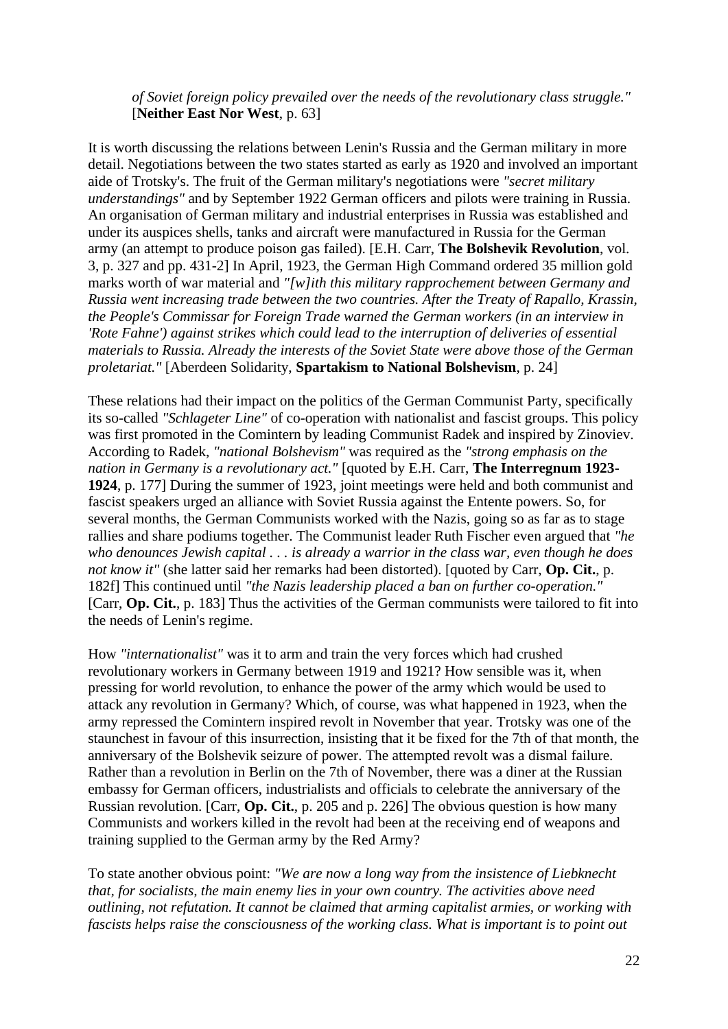*of Soviet foreign policy prevailed over the needs of the revolutionary class struggle."* [**Neither East Nor West**, p. 63]

It is worth discussing the relations between Lenin's Russia and the German military in more detail. Negotiations between the two states started as early as 1920 and involved an important aide of Trotsky's. The fruit of the German military's negotiations were *"secret military understandings"* and by September 1922 German officers and pilots were training in Russia. An organisation of German military and industrial enterprises in Russia was established and under its auspices shells, tanks and aircraft were manufactured in Russia for the German army (an attempt to produce poison gas failed). [E.H. Carr, **The Bolshevik Revolution**, vol. 3, p. 327 and pp. 431-2] In April, 1923, the German High Command ordered 35 million gold marks worth of war material and *"[w]ith this military rapprochement between Germany and Russia went increasing trade between the two countries. After the Treaty of Rapallo, Krassin, the People's Commissar for Foreign Trade warned the German workers (in an interview in 'Rote Fahne') against strikes which could lead to the interruption of deliveries of essential materials to Russia. Already the interests of the Soviet State were above those of the German proletariat."* [Aberdeen Solidarity, **Spartakism to National Bolshevism**, p. 24]

These relations had their impact on the politics of the German Communist Party, specifically its so-called *"Schlageter Line"* of co-operation with nationalist and fascist groups. This policy was first promoted in the Comintern by leading Communist Radek and inspired by Zinoviev. According to Radek, *"national Bolshevism"* was required as the *"strong emphasis on the nation in Germany is a revolutionary act."* [quoted by E.H. Carr, **The Interregnum 1923-1924**, p. 177] During the summer of 1923, joint meetings were held and both communist and fascist speakers urged an alliance with Soviet Russia against the Entente powers. So, for several months, the German Communists worked with the Nazis, going so as far as to stage rallies and share podiums together. The Communist leader Ruth Fischer even argued that *"he who denounces Jewish capital . . . is already a warrior in the class war, even though he does not know it"* (she latter said her remarks had been distorted). [quoted by Carr, **Op. Cit.**, p. 182f] This continued until *"the Nazis leadership placed a ban on further co-operation."* [Carr, **Op. Cit.**, p. 183] Thus the activities of the German communists were tailored to fit into the needs of Lenin's regime.

How *"internationalist"* was it to arm and train the very forces which had crushed revolutionary workers in Germany between 1919 and 1921? How sensible was it, when pressing for world revolution, to enhance the power of the army which would be used to attack any revolution in Germany? Which, of course, was what happened in 1923, when the army repressed the Comintern inspired revolt in November that year. Trotsky was one of the staunchest in favour of this insurrection, insisting that it be fixed for the 7th of that month, the anniversary of the Bolshevik seizure of power. The attempted revolt was a dismal failure. Rather than a revolution in Berlin on the 7th of November, there was a diner at the Russian embassy for German officers, industrialists and officials to celebrate the anniversary of the Russian revolution. [Carr, **Op. Cit.**, p. 205 and p. 226] The obvious question is how many Communists and workers killed in the revolt had been at the receiving end of weapons and training supplied to the German army by the Red Army?

To state another obvious point: *"We are now a long way from the insistence of Liebknecht that, for socialists, the main enemy lies in your own country. The activities above need outlining, not refutation. It cannot be claimed that arming capitalist armies, or working with fascists helps raise the consciousness of the working class. What is important is to point out*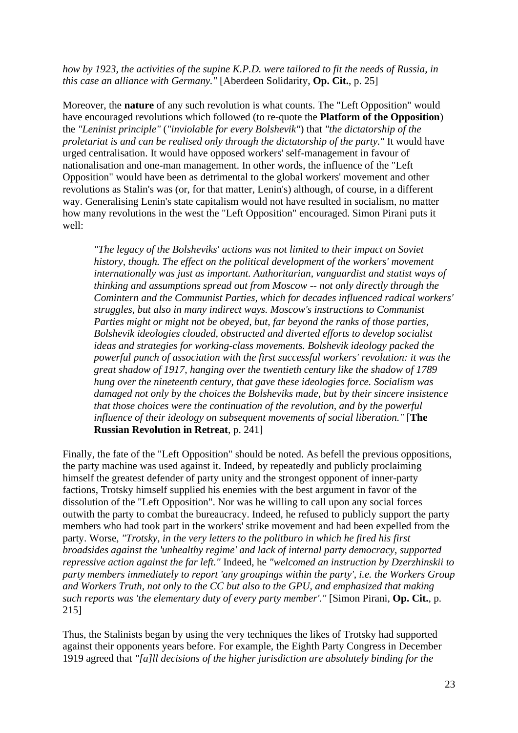*how by 1923, the activities of the supine K.P.D. were tailored to fit the needs of Russia, in this case an alliance with Germany."* [Aberdeen Solidarity, **Op. Cit.**, p. 25]

Moreover, the **nature** of any such revolution is what counts. The "Left Opposition" would have encouraged revolutions which followed (to re-quote the **Platform of the Opposition**) the *"Leninist principle"* (*"inviolable for every Bolshevik"*) that *"the dictatorship of the proletariat is and can be realised only through the dictatorship of the party."* It would have urged centralisation. It would have opposed workers' self-management in favour of nationalisation and one-man management. In other words, the influence of the "Left Opposition" would have been as detrimental to the global workers' movement and other revolutions as Stalin's was (or, for that matter, Lenin's) although, of course, in a different way. Generalising Lenin's state capitalism would not have resulted in socialism, no matter how many revolutions in the west the "Left Opposition" encouraged. Simon Pirani puts it well:

> *"The legacy of the Bolsheviks' actions was not limited to their impact on Soviet history, though. The effect on the political development of the workers' movement internationally was just as important. Authoritarian, vanguardist and statist ways of thinking and assumptions spread out from Moscow -- not only directly through the Comintern and the Communist Parties, which for decades influenced radical workers' struggles, but also in many indirect ways. Moscow's instructions to Communist Parties might or might not be obeyed, but, far beyond the ranks of those parties, Bolshevik ideologies clouded, obstructed and diverted efforts to develop socialist ideas and strategies for working-class movements. Bolshevik ideology packed the powerful punch of association with the first successful workers' revolution: it was the great shadow of 1917, hanging over the twentieth century like the shadow of 1789 hung over the nineteenth century, that gave these ideologies force. Socialism was damaged not only by the choices the Bolsheviks made, but by their sincere insistence that those choices were the continuation of the revolution, and by the powerful influence of their ideology on subsequent movements of social liberation."* [**The Russian Revolution in Retreat**, p. 241]

Finally, the fate of the "Left Opposition" should be noted. As befell the previous oppositions, the party machine was used against it. Indeed, by repeatedly and publicly proclaiming himself the greatest defender of party unity and the strongest opponent of inner-party factions, Trotsky himself supplied his enemies with the best argument in favor of the dissolution of the "Left Opposition". Nor was he willing to call upon any social forces outwith the party to combat the bureaucracy. Indeed, he refused to publicly support the party members who had took part in the workers' strike movement and had been expelled from the party. Worse, *"Trotsky, in the very letters to the politburo in which he fired his first broadsides against the 'unhealthy regime' and lack of internal party democracy, supported repressive action against the far left."* Indeed, he *"welcomed an instruction by Dzerzhinskii to party members immediately to report 'any groupings within the party', i.e. the Workers Group and Workers Truth, not only to the CC but also to the GPU, and emphasized that making such reports was 'the elementary duty of every party member'."* [Simon Pirani, **Op. Cit.**, p. 215]

Thus, the Stalinists began by using the very techniques the likes of Trotsky had supported against their opponents years before. For example, the Eighth Party Congress in December 1919 agreed that *"[a]ll decisions of the higher jurisdiction are absolutely binding for the*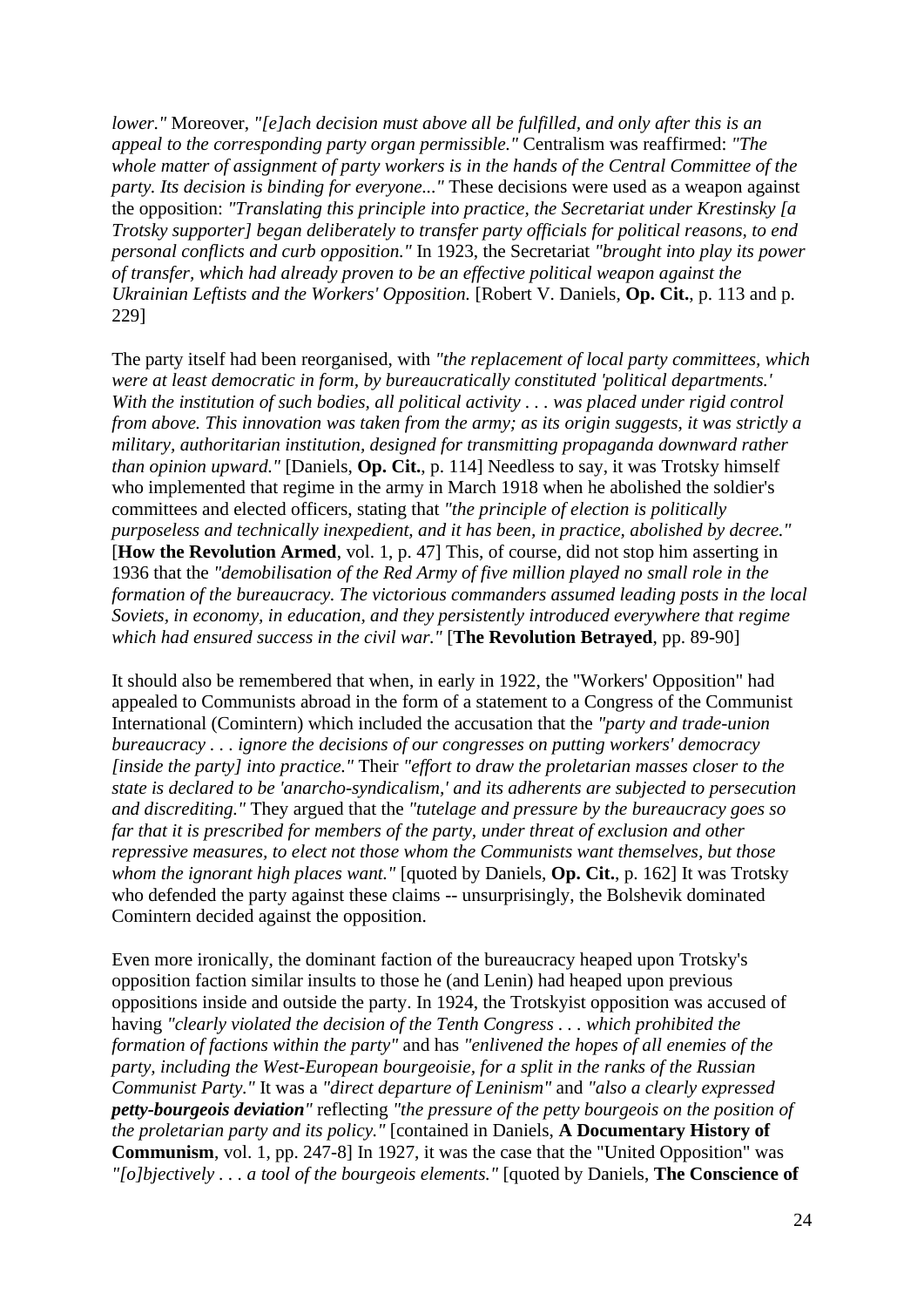*lower."* Moreover, *"[e]ach decision must above all be fulfilled, and only after this is an appeal to the corresponding party organ permissible."* Centralism was reaffirmed: *"The whole matter of assignment of party workers is in the hands of the Central Committee of the party. Its decision is binding for everyone..."* These decisions were used as a weapon against the opposition: *"Translating this principle into practice, the Secretariat under Krestinsky [a Trotsky supporter] began deliberately to transfer party officials for political reasons, to end personal conflicts and curb opposition."* In 1923, the Secretariat *"brought into play its power of transfer, which had already proven to be an effective political weapon against the Ukrainian Leftists and the Workers' Opposition.* [Robert V. Daniels, **Op. Cit.**, p. 113 and p. 229]

The party itself had been reorganised, with *"the replacement of local party committees, which were at least democratic in form, by bureaucratically constituted 'political departments.' With the institution of such bodies, all political activity . . . was placed under rigid control from above. This innovation was taken from the army; as its origin suggests, it was strictly a military, authoritarian institution, designed for transmitting propaganda downward rather than opinion upward."* [Daniels, **Op. Cit.**, p. 114] Needless to say, it was Trotsky himself who implemented that regime in the army in March 1918 when he abolished the soldier's committees and elected officers, stating that *"the principle of election is politically purposeless and technically inexpedient, and it has been, in practice, abolished by decree."* [**How the Revolution Armed**, vol. 1, p. 47] This, of course, did not stop him asserting in 1936 that the *"demobilisation of the Red Army of five million played no small role in the formation of the bureaucracy. The victorious commanders assumed leading posts in the local Soviets, in economy, in education, and they persistently introduced everywhere that regime which had ensured success in the civil war."* [**The Revolution Betrayed**, pp. 89-90]

It should also be remembered that when, in early in 1922, the "Workers' Opposition" had appealed to Communists abroad in the form of a statement to a Congress of the Communist International (Comintern) which included the accusation that the *"party and trade-union bureaucracy . . . ignore the decisions of our congresses on putting workers' democracy [inside the party] into practice."* Their *"effort to draw the proletarian masses closer to the state is declared to be 'anarcho-syndicalism,' and its adherents are subjected to persecution and discrediting."* They argued that the *"tutelage and pressure by the bureaucracy goes so far that it is prescribed for members of the party, under threat of exclusion and other repressive measures, to elect not those whom the Communists want themselves, but those whom the ignorant high places want."* [quoted by Daniels, **Op. Cit.**, p. 162] It was Trotsky who defended the party against these claims -- unsurprisingly, the Bolshevik dominated Comintern decided against the opposition.

Even more ironically, the dominant faction of the bureaucracy heaped upon Trotsky's opposition faction similar insults to those he (and Lenin) had heaped upon previous oppositions inside and outside the party. In 1924, the Trotskyist opposition was accused of having *"clearly violated the decision of the Tenth Congress . . . which prohibited the formation of factions within the party"* and has *"enlivened the hopes of all enemies of the party, including the West-European bourgeoisie, for a split in the ranks of the Russian Communist Party."* It was a *"direct departure of Leninism"* and *"also a clearly expressed* ***petty-bourgeois deviation****"* reflecting *"the pressure of the petty bourgeois on the position of the proletarian party and its policy."* [contained in Daniels, **A Documentary History of Communism**, vol. 1, pp. 247-8] In 1927, it was the case that the "United Opposition" was *"[o]bjectively . . . a tool of the bourgeois elements."* [quoted by Daniels, **The Conscience of**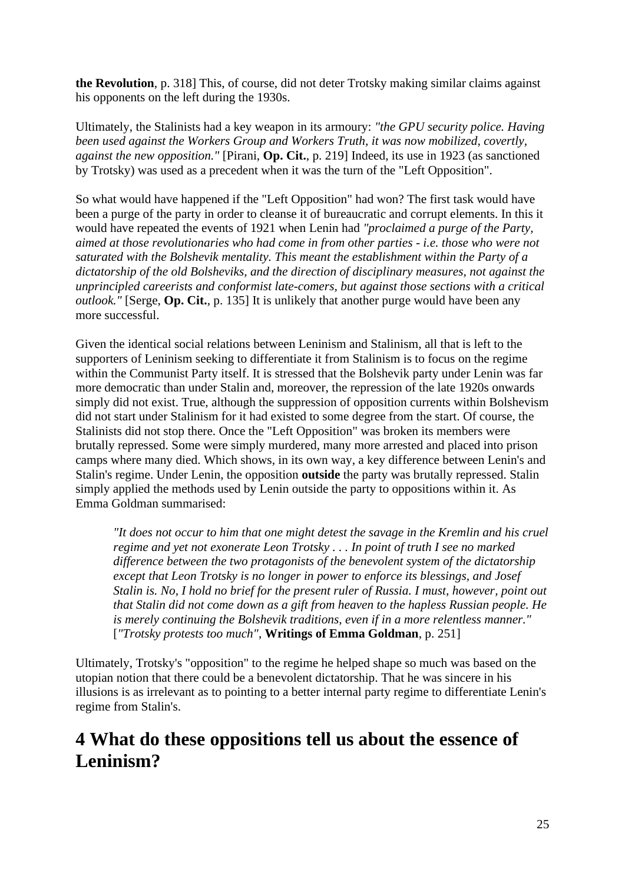**the Revolution**, p. 318] This, of course, did not deter Trotsky making similar claims against his opponents on the left during the 1930s.

Ultimately, the Stalinists had a key weapon in its armoury: *"the GPU security police. Having been used against the Workers Group and Workers Truth, it was now mobilized, covertly, against the new opposition."* [Pirani, **Op. Cit.**, p. 219] Indeed, its use in 1923 (as sanctioned by Trotsky) was used as a precedent when it was the turn of the "Left Opposition".

So what would have happened if the "Left Opposition" had won? The first task would have been a purge of the party in order to cleanse it of bureaucratic and corrupt elements. In this it would have repeated the events of 1921 when Lenin had *"proclaimed a purge of the Party, aimed at those revolutionaries who had come in from other parties - i.e. those who were not saturated with the Bolshevik mentality. This meant the establishment within the Party of a dictatorship of the old Bolsheviks, and the direction of disciplinary measures, not against the unprincipled careerists and conformist late-comers, but against those sections with a critical outlook."* [Serge, **Op. Cit.**, p. 135] It is unlikely that another purge would have been any more successful.

Given the identical social relations between Leninism and Stalinism, all that is left to the supporters of Leninism seeking to differentiate it from Stalinism is to focus on the regime within the Communist Party itself. It is stressed that the Bolshevik party under Lenin was far more democratic than under Stalin and, moreover, the repression of the late 1920s onwards simply did not exist. True, although the suppression of opposition currents within Bolshevism did not start under Stalinism for it had existed to some degree from the start. Of course, the Stalinists did not stop there. Once the "Left Opposition" was broken its members were brutally repressed. Some were simply murdered, many more arrested and placed into prison camps where many died. Which shows, in its own way, a key difference between Lenin's and Stalin's regime. Under Lenin, the opposition **outside** the party was brutally repressed. Stalin simply applied the methods used by Lenin outside the party to oppositions within it. As Emma Goldman summarised:

> *"It does not occur to him that one might detest the savage in the Kremlin and his cruel regime and yet not exonerate Leon Trotsky . . . In point of truth I see no marked difference between the two protagonists of the benevolent system of the dictatorship except that Leon Trotsky is no longer in power to enforce its blessings, and Josef Stalin is. No, I hold no brief for the present ruler of Russia. I must, however, point out that Stalin did not come down as a gift from heaven to the hapless Russian people. He is merely continuing the Bolshevik traditions, even if in a more relentless manner."* [*"Trotsky protests too much"*, **Writings of Emma Goldman**, p. 251]

Ultimately, Trotsky's "opposition" to the regime he helped shape so much was based on the utopian notion that there could be a benevolent dictatorship. That he was sincere in his illusions is as irrelevant as to pointing to a better internal party regime to differentiate Lenin's regime from Stalin's.

# 4 What do these oppositions tell us about the essence of Leninism?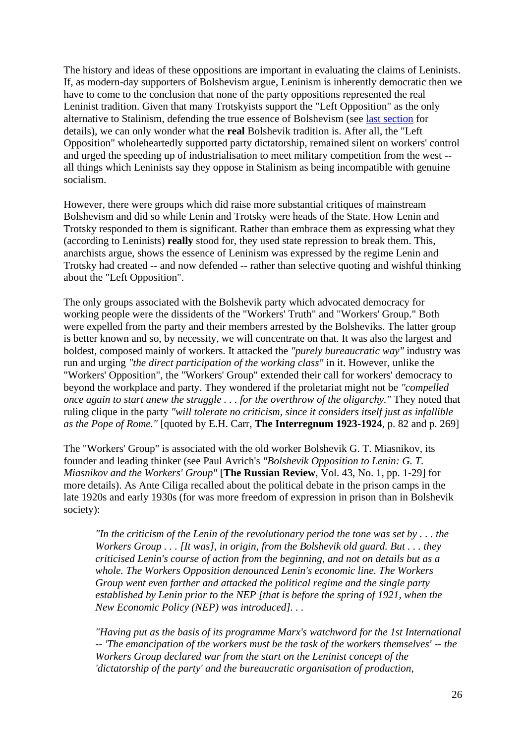The history and ideas of these oppositions are important in evaluating the claims of Leninists. If, as modern-day supporters of Bolshevism argue, Leninism is inherently democratic then we have to come to the conclusion that none of the party oppositions represented the real Leninist tradition. Given that many Trotskyists support the "Left Opposition" as the only alternative to Stalinism, defending the true essence of Bolshevism (see last section for details), we can only wonder what the **real** Bolshevik tradition is. After all, the "Left Opposition" wholeheartedly supported party dictatorship, remained silent on workers' control and urged the speeding up of industrialisation to meet military competition from the west -- all things which Leninists say they oppose in Stalinism as being incompatible with genuine socialism.

However, there were groups which did raise more substantial critiques of mainstream Bolshevism and did so while Lenin and Trotsky were heads of the State. How Lenin and Trotsky responded to them is significant. Rather than embrace them as expressing what they (according to Leninists) **really** stood for, they used state repression to break them. This, anarchists argue, shows the essence of Leninism was expressed by the regime Lenin and Trotsky had created -- and now defended -- rather than selective quoting and wishful thinking about the "Left Opposition".

The only groups associated with the Bolshevik party which advocated democracy for working people were the dissidents of the "Workers' Truth" and "Workers' Group." Both were expelled from the party and their members arrested by the Bolsheviks. The latter group is better known and so, by necessity, we will concentrate on that. It was also the largest and boldest, composed mainly of workers. It attacked the *"purely bureaucratic way"* industry was run and urging *"the direct participation of the working class"* in it. However, unlike the "Workers' Opposition", the "Workers' Group" extended their call for workers' democracy to beyond the workplace and party. They wondered if the proletariat might not be *"compelled once again to start anew the struggle . . . for the overthrow of the oligarchy."* They noted that ruling clique in the party *"will tolerate no criticism, since it considers itself just as infallible as the Pope of Rome."* [quoted by E.H. Carr, **The Interregnum 1923-1924**, p. 82 and p. 269]

The "Workers' Group" is associated with the old worker Bolshevik G. T. Miasnikov, its founder and leading thinker (see Paul Avrich's *"Bolshevik Opposition to Lenin: G. T. Miasnikov and the Workers' Group"* [**The Russian Review**, Vol. 43, No. 1, pp. 1-29] for more details). As Ante Ciliga recalled about the political debate in the prison camps in the late 1920s and early 1930s (for was more freedom of expression in prison than in Bolshevik society):

> *"In the criticism of the Lenin of the revolutionary period the tone was set by . . . the Workers Group . . . [It was], in origin, from the Bolshevik old guard. But . . . they criticised Lenin's course of action from the beginning, and not on details but as a whole. The Workers Opposition denounced Lenin's economic line. The Workers Group went even farther and attacked the political regime and the single party established by Lenin prior to the NEP [that is before the spring of 1921, when the New Economic Policy (NEP) was introduced]. . .*
>
> *"Having put as the basis of its programme Marx's watchword for the 1st International -- 'The emancipation of the workers must be the task of the workers themselves' -- the Workers Group declared war from the start on the Leninist concept of the 'dictatorship of the party' and the bureaucratic organisation of production,*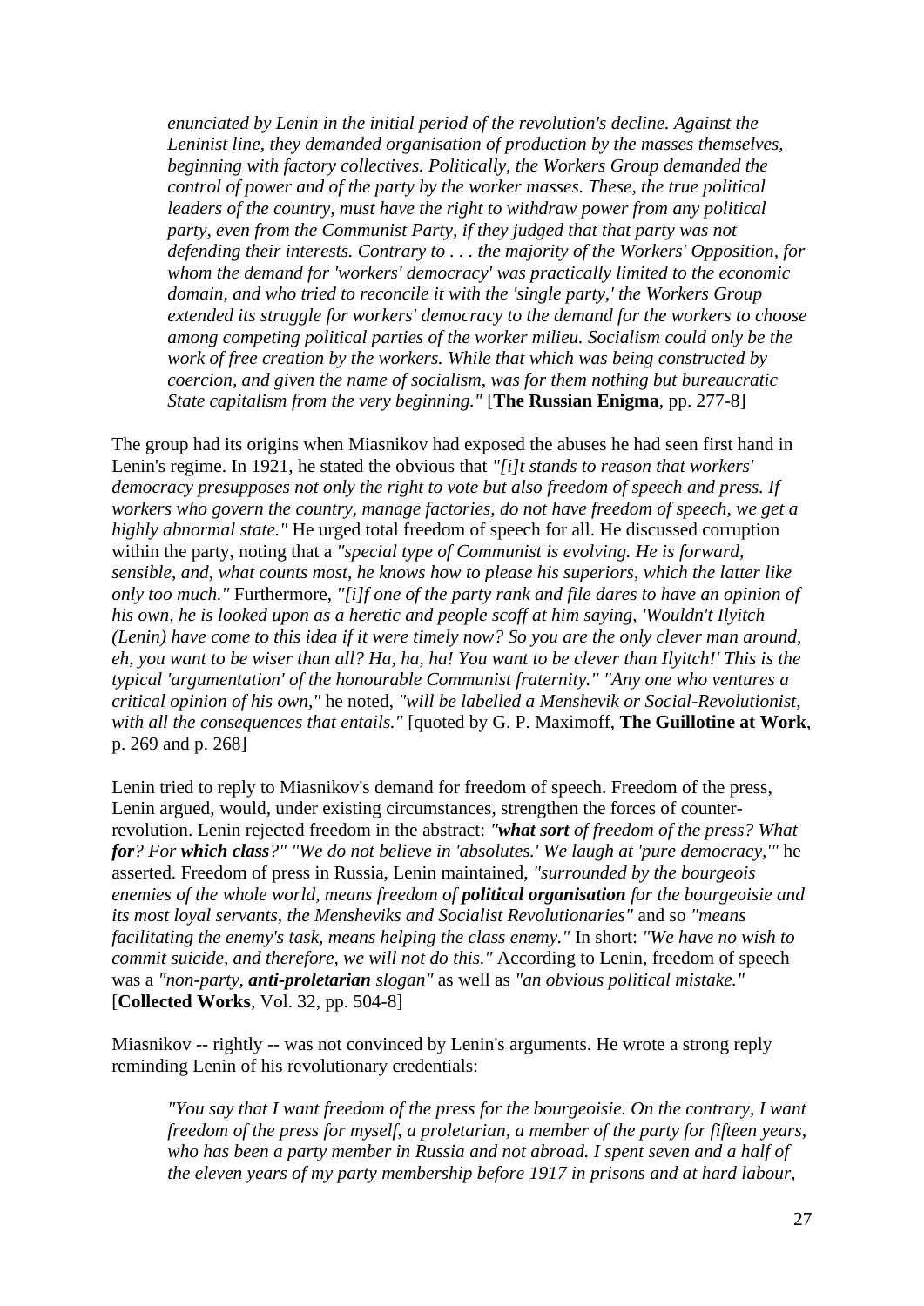> *enunciated by Lenin in the initial period of the revolution's decline. Against the Leninist line, they demanded organisation of production by the masses themselves, beginning with factory collectives. Politically, the Workers Group demanded the control of power and of the party by the worker masses. These, the true political leaders of the country, must have the right to withdraw power from any political party, even from the Communist Party, if they judged that that party was not defending their interests. Contrary to . . . the majority of the Workers' Opposition, for whom the demand for 'workers' democracy' was practically limited to the economic domain, and who tried to reconcile it with the 'single party,' the Workers Group extended its struggle for workers' democracy to the demand for the workers to choose among competing political parties of the worker milieu. Socialism could only be the work of free creation by the workers. While that which was being constructed by coercion, and given the name of socialism, was for them nothing but bureaucratic State capitalism from the very beginning."* [**The Russian Enigma**, pp. 277-8]

The group had its origins when Miasnikov had exposed the abuses he had seen first hand in Lenin's regime. In 1921, he stated the obvious that *"[i]t stands to reason that workers' democracy presupposes not only the right to vote but also freedom of speech and press. If workers who govern the country, manage factories, do not have freedom of speech, we get a highly abnormal state."* He urged total freedom of speech for all. He discussed corruption within the party, noting that a *"special type of Communist is evolving. He is forward, sensible, and, what counts most, he knows how to please his superiors, which the latter like only too much."* Furthermore, *"[i]f one of the party rank and file dares to have an opinion of his own, he is looked upon as a heretic and people scoff at him saying, 'Wouldn't Ilyitch (Lenin) have come to this idea if it were timely now? So you are the only clever man around, eh, you want to be wiser than all? Ha, ha, ha! You want to be clever than Ilyitch!' This is the typical 'argumentation' of the honourable Communist fraternity." "Any one who ventures a critical opinion of his own,"* he noted, *"will be labelled a Menshevik or Social-Revolutionist, with all the consequences that entails."* [quoted by G. P. Maximoff, **The Guillotine at Work**, p. 269 and p. 268]

Lenin tried to reply to Miasnikov's demand for freedom of speech. Freedom of the press, Lenin argued, would, under existing circumstances, strengthen the forces of counter-revolution. Lenin rejected freedom in the abstract: *"**what sort** of freedom of the press? What **for**? For **which class**?" "We do not believe in 'absolutes.' We laugh at 'pure democracy,'"* he asserted. Freedom of press in Russia, Lenin maintained, *"surrounded by the bourgeois enemies of the whole world, means freedom of **political organisation** for the bourgeoisie and its most loyal servants, the Mensheviks and Socialist Revolutionaries"* and so *"means facilitating the enemy's task, means helping the class enemy."* In short: *"We have no wish to commit suicide, and therefore, we will not do this."* According to Lenin, freedom of speech was a *"non-party, **anti-proletarian** slogan"* as well as *"an obvious political mistake."* [**Collected Works**, Vol. 32, pp. 504-8]

Miasnikov -- rightly -- was not convinced by Lenin's arguments. He wrote a strong reply reminding Lenin of his revolutionary credentials:

> *"You say that I want freedom of the press for the bourgeoisie. On the contrary, I want freedom of the press for myself, a proletarian, a member of the party for fifteen years, who has been a party member in Russia and not abroad. I spent seven and a half of the eleven years of my party membership before 1917 in prisons and at hard labour,*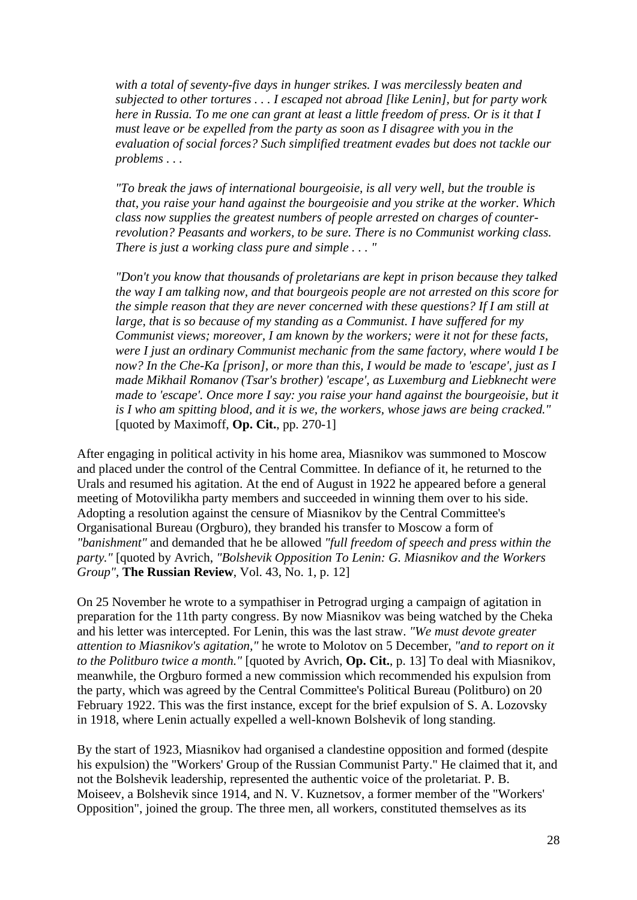> *with a total of seventy-five days in hunger strikes. I was mercilessly beaten and subjected to other tortures . . . I escaped not abroad [like Lenin], but for party work here in Russia. To me one can grant at least a little freedom of press. Or is it that I must leave or be expelled from the party as soon as I disagree with you in the evaluation of social forces? Such simplified treatment evades but does not tackle our problems . . .*
>
> *"To break the jaws of international bourgeoisie, is all very well, but the trouble is that, you raise your hand against the bourgeoisie and you strike at the worker. Which class now supplies the greatest numbers of people arrested on charges of counter-revolution? Peasants and workers, to be sure. There is no Communist working class. There is just a working class pure and simple . . . "*
>
> *"Don't you know that thousands of proletarians are kept in prison because they talked the way I am talking now, and that bourgeois people are not arrested on this score for the simple reason that they are never concerned with these questions? If I am still at large, that is so because of my standing as a Communist. I have suffered for my Communist views; moreover, I am known by the workers; were it not for these facts, were I just an ordinary Communist mechanic from the same factory, where would I be now? In the Che-Ka [prison], or more than this, I would be made to 'escape', just as I made Mikhail Romanov (Tsar's brother) 'escape', as Luxemburg and Liebknecht were made to 'escape'. Once more I say: you raise your hand against the bourgeoisie, but it is I who am spitting blood, and it is we, the workers, whose jaws are being cracked."* [quoted by Maximoff, **Op. Cit.**, pp. 270-1]

After engaging in political activity in his home area, Miasnikov was summoned to Moscow and placed under the control of the Central Committee. In defiance of it, he returned to the Urals and resumed his agitation. At the end of August in 1922 he appeared before a general meeting of Motovilikha party members and succeeded in winning them over to his side. Adopting a resolution against the censure of Miasnikov by the Central Committee's Organisational Bureau (Orgburo), they branded his transfer to Moscow a form of *"banishment"* and demanded that he be allowed *"full freedom of speech and press within the party."* [quoted by Avrich, *"Bolshevik Opposition To Lenin: G. Miasnikov and the Workers Group"*, **The Russian Review**, Vol. 43, No. 1, p. 12]

On 25 November he wrote to a sympathiser in Petrograd urging a campaign of agitation in preparation for the 11th party congress. By now Miasnikov was being watched by the Cheka and his letter was intercepted. For Lenin, this was the last straw. *"We must devote greater attention to Miasnikov's agitation,"* he wrote to Molotov on 5 December, *"and to report on it to the Politburo twice a month."* [quoted by Avrich, **Op. Cit.**, p. 13] To deal with Miasnikov, meanwhile, the Orgburo formed a new commission which recommended his expulsion from the party, which was agreed by the Central Committee's Political Bureau (Politburo) on 20 February 1922. This was the first instance, except for the brief expulsion of S. A. Lozovsky in 1918, where Lenin actually expelled a well-known Bolshevik of long standing.

By the start of 1923, Miasnikov had organised a clandestine opposition and formed (despite his expulsion) the "Workers' Group of the Russian Communist Party." He claimed that it, and not the Bolshevik leadership, represented the authentic voice of the proletariat. P. B. Moiseev, a Bolshevik since 1914, and N. V. Kuznetsov, a former member of the "Workers' Opposition", joined the group. The three men, all workers, constituted themselves as its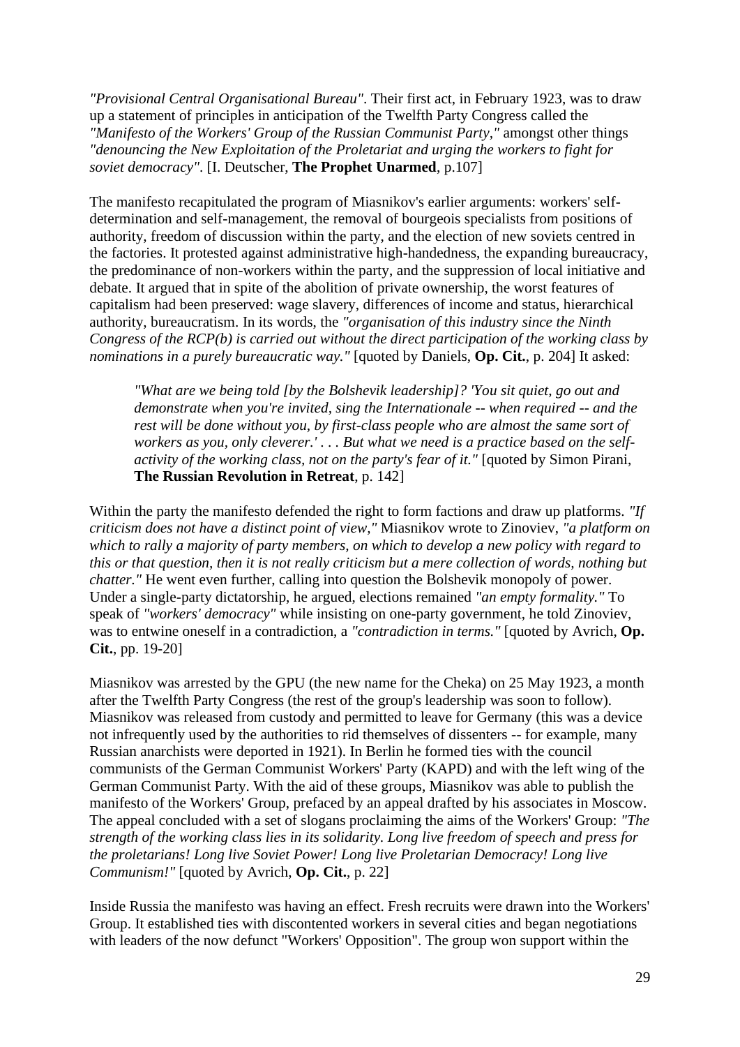*"Provisional Central Organisational Bureau"*. Their first act, in February 1923, was to draw up a statement of principles in anticipation of the Twelfth Party Congress called the *"Manifesto of the Workers' Group of the Russian Communist Party,"* amongst other things *"denouncing the New Exploitation of the Proletariat and urging the workers to fight for soviet democracy"*. [I. Deutscher, **The Prophet Unarmed**, p.107]

The manifesto recapitulated the program of Miasnikov's earlier arguments: workers' self-determination and self-management, the removal of bourgeois specialists from positions of authority, freedom of discussion within the party, and the election of new soviets centred in the factories. It protested against administrative high-handedness, the expanding bureaucracy, the predominance of non-workers within the party, and the suppression of local initiative and debate. It argued that in spite of the abolition of private ownership, the worst features of capitalism had been preserved: wage slavery, differences of income and status, hierarchical authority, bureaucratism. In its words, the *"organisation of this industry since the Ninth Congress of the RCP(b) is carried out without the direct participation of the working class by nominations in a purely bureaucratic way."* [quoted by Daniels, **Op. Cit.**, p. 204] It asked:

> *"What are we being told [by the Bolshevik leadership]? 'You sit quiet, go out and demonstrate when you're invited, sing the Internationale -- when required -- and the rest will be done without you, by first-class people who are almost the same sort of workers as you, only cleverer.' . . . But what we need is a practice based on the self-activity of the working class, not on the party's fear of it."* [quoted by Simon Pirani, **The Russian Revolution in Retreat**, p. 142]

Within the party the manifesto defended the right to form factions and draw up platforms. *"If criticism does not have a distinct point of view,"* Miasnikov wrote to Zinoviev, *"a platform on which to rally a majority of party members, on which to develop a new policy with regard to this or that question, then it is not really criticism but a mere collection of words, nothing but chatter."* He went even further, calling into question the Bolshevik monopoly of power. Under a single-party dictatorship, he argued, elections remained *"an empty formality."* To speak of *"workers' democracy"* while insisting on one-party government, he told Zinoviev, was to entwine oneself in a contradiction, a *"contradiction in terms."* [quoted by Avrich, **Op. Cit.**, pp. 19-20]

Miasnikov was arrested by the GPU (the new name for the Cheka) on 25 May 1923, a month after the Twelfth Party Congress (the rest of the group's leadership was soon to follow). Miasnikov was released from custody and permitted to leave for Germany (this was a device not infrequently used by the authorities to rid themselves of dissenters -- for example, many Russian anarchists were deported in 1921). In Berlin he formed ties with the council communists of the German Communist Workers' Party (KAPD) and with the left wing of the German Communist Party. With the aid of these groups, Miasnikov was able to publish the manifesto of the Workers' Group, prefaced by an appeal drafted by his associates in Moscow. The appeal concluded with a set of slogans proclaiming the aims of the Workers' Group: *"The strength of the working class lies in its solidarity. Long live freedom of speech and press for the proletarians! Long live Soviet Power! Long live Proletarian Democracy! Long live Communism!"* [quoted by Avrich, **Op. Cit.**, p. 22]

Inside Russia the manifesto was having an effect. Fresh recruits were drawn into the Workers' Group. It established ties with discontented workers in several cities and began negotiations with leaders of the now defunct "Workers' Opposition". The group won support within the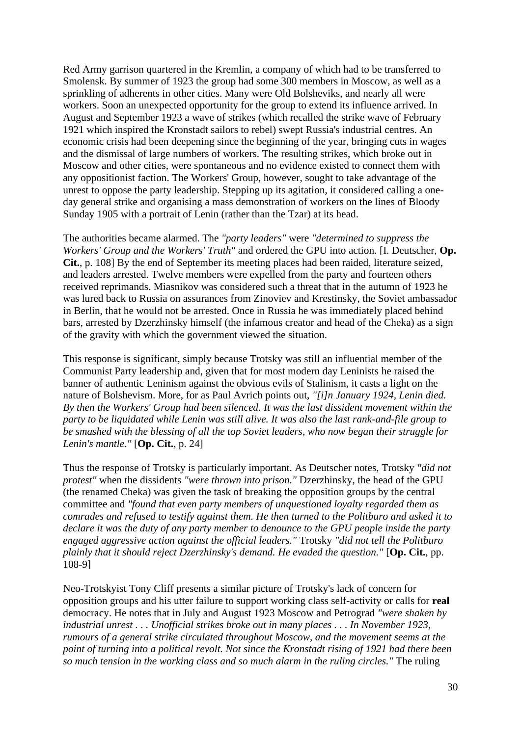Red Army garrison quartered in the Kremlin, a company of which had to be transferred to Smolensk. By summer of 1923 the group had some 300 members in Moscow, as well as a sprinkling of adherents in other cities. Many were Old Bolsheviks, and nearly all were workers. Soon an unexpected opportunity for the group to extend its influence arrived. In August and September 1923 a wave of strikes (which recalled the strike wave of February 1921 which inspired the Kronstadt sailors to rebel) swept Russia's industrial centres. An economic crisis had been deepening since the beginning of the year, bringing cuts in wages and the dismissal of large numbers of workers. The resulting strikes, which broke out in Moscow and other cities, were spontaneous and no evidence existed to connect them with any oppositionist faction. The Workers' Group, however, sought to take advantage of the unrest to oppose the party leadership. Stepping up its agitation, it considered calling a one-day general strike and organising a mass demonstration of workers on the lines of Bloody Sunday 1905 with a portrait of Lenin (rather than the Tzar) at its head.

The authorities became alarmed. The *"party leaders"* were *"determined to suppress the Workers' Group and the Workers' Truth"* and ordered the GPU into action. [I. Deutscher, **Op. Cit.**, p. 108] By the end of September its meeting places had been raided, literature seized, and leaders arrested. Twelve members were expelled from the party and fourteen others received reprimands. Miasnikov was considered such a threat that in the autumn of 1923 he was lured back to Russia on assurances from Zinoviev and Krestinsky, the Soviet ambassador in Berlin, that he would not be arrested. Once in Russia he was immediately placed behind bars, arrested by Dzerzhinsky himself (the infamous creator and head of the Cheka) as a sign of the gravity with which the government viewed the situation.

This response is significant, simply because Trotsky was still an influential member of the Communist Party leadership and, given that for most modern day Leninists he raised the banner of authentic Leninism against the obvious evils of Stalinism, it casts a light on the nature of Bolshevism. More, for as Paul Avrich points out, *"[i]n January 1924, Lenin died. By then the Workers' Group had been silenced. It was the last dissident movement within the party to be liquidated while Lenin was still alive. It was also the last rank-and-file group to be smashed with the blessing of all the top Soviet leaders, who now began their struggle for Lenin's mantle."* [**Op. Cit.**, p. 24]

Thus the response of Trotsky is particularly important. As Deutscher notes, Trotsky *"did not protest"* when the dissidents *"were thrown into prison."* Dzerzhinsky, the head of the GPU (the renamed Cheka) was given the task of breaking the opposition groups by the central committee and *"found that even party members of unquestioned loyalty regarded them as comrades and refused to testify against them. He then turned to the Politburo and asked it to declare it was the duty of any party member to denounce to the GPU people inside the party engaged aggressive action against the official leaders."* Trotsky *"did not tell the Politburo plainly that it should reject Dzerzhinsky's demand. He evaded the question."* [**Op. Cit.**, pp. 108-9]

Neo-Trotskyist Tony Cliff presents a similar picture of Trotsky's lack of concern for opposition groups and his utter failure to support working class self-activity or calls for **real** democracy. He notes that in July and August 1923 Moscow and Petrograd *"were shaken by industrial unrest . . . Unofficial strikes broke out in many places . . . In November 1923, rumours of a general strike circulated throughout Moscow, and the movement seems at the point of turning into a political revolt. Not since the Kronstadt rising of 1921 had there been so much tension in the working class and so much alarm in the ruling circles."* The ruling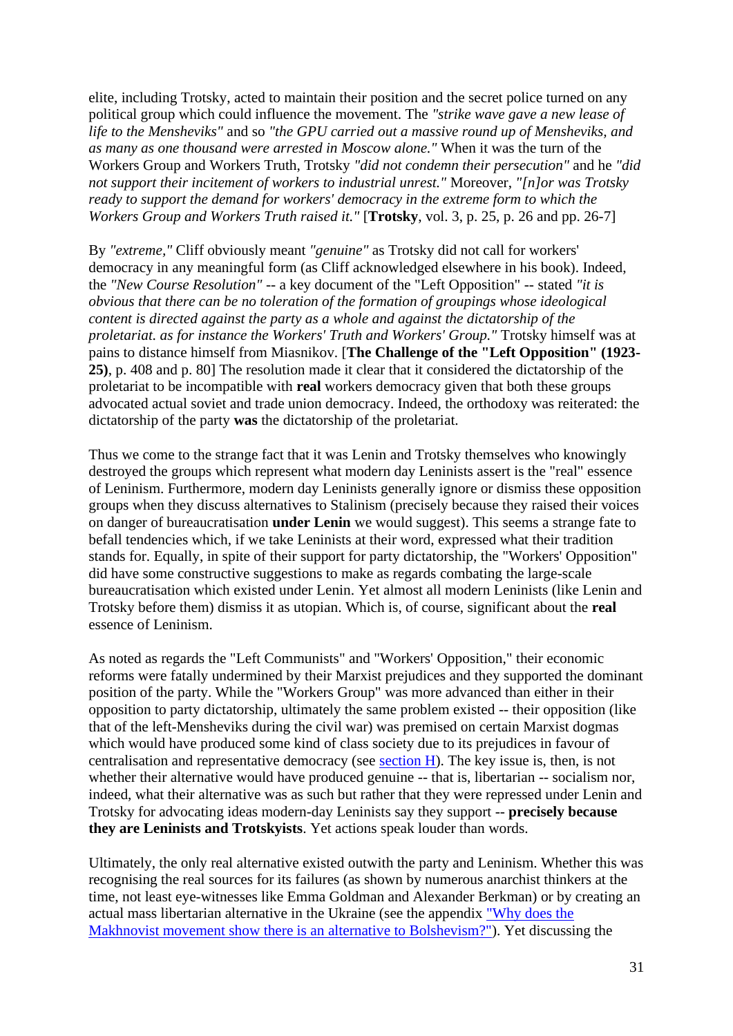elite, including Trotsky, acted to maintain their position and the secret police turned on any political group which could influence the movement. The *"strike wave gave a new lease of life to the Mensheviks"* and so *"the GPU carried out a massive round up of Mensheviks, and as many as one thousand were arrested in Moscow alone."* When it was the turn of the Workers Group and Workers Truth, Trotsky *"did not condemn their persecution"* and he *"did not support their incitement of workers to industrial unrest."* Moreover, *"[n]or was Trotsky ready to support the demand for workers' democracy in the extreme form to which the Workers Group and Workers Truth raised it."* [**Trotsky**, vol. 3, p. 25, p. 26 and pp. 26-7]

By *"extreme,"* Cliff obviously meant *"genuine"* as Trotsky did not call for workers' democracy in any meaningful form (as Cliff acknowledged elsewhere in his book). Indeed, the *"New Course Resolution"* -- a key document of the "Left Opposition" -- stated *"it is obvious that there can be no toleration of the formation of groupings whose ideological content is directed against the party as a whole and against the dictatorship of the proletariat. as for instance the Workers' Truth and Workers' Group."* Trotsky himself was at pains to distance himself from Miasnikov. [**The Challenge of the "Left Opposition" (1923-25)**, p. 408 and p. 80] The resolution made it clear that it considered the dictatorship of the proletariat to be incompatible with **real** workers democracy given that both these groups advocated actual soviet and trade union democracy. Indeed, the orthodoxy was reiterated: the dictatorship of the party **was** the dictatorship of the proletariat.

Thus we come to the strange fact that it was Lenin and Trotsky themselves who knowingly destroyed the groups which represent what modern day Leninists assert is the "real" essence of Leninism. Furthermore, modern day Leninists generally ignore or dismiss these opposition groups when they discuss alternatives to Stalinism (precisely because they raised their voices on danger of bureaucratisation **under Lenin** we would suggest). This seems a strange fate to befall tendencies which, if we take Leninists at their word, expressed what their tradition stands for. Equally, in spite of their support for party dictatorship, the "Workers' Opposition" did have some constructive suggestions to make as regards combating the large-scale bureaucratisation which existed under Lenin. Yet almost all modern Leninists (like Lenin and Trotsky before them) dismiss it as utopian. Which is, of course, significant about the **real** essence of Leninism.

As noted as regards the "Left Communists" and "Workers' Opposition," their economic reforms were fatally undermined by their Marxist prejudices and they supported the dominant position of the party. While the "Workers Group" was more advanced than either in their opposition to party dictatorship, ultimately the same problem existed -- their opposition (like that of the left-Mensheviks during the civil war) was premised on certain Marxist dogmas which would have produced some kind of class society due to its prejudices in favour of centralisation and representative democracy (see section H). The key issue is, then, is not whether their alternative would have produced genuine -- that is, libertarian -- socialism nor, indeed, what their alternative was as such but rather that they were repressed under Lenin and Trotsky for advocating ideas modern-day Leninists say they support -- **precisely because they are Leninists and Trotskyists**. Yet actions speak louder than words.

Ultimately, the only real alternative existed outwith the party and Leninism. Whether this was recognising the real sources for its failures (as shown by numerous anarchist thinkers at the time, not least eye-witnesses like Emma Goldman and Alexander Berkman) or by creating an actual mass libertarian alternative in the Ukraine (see the appendix "Why does the Makhnovist movement show there is an alternative to Bolshevism?"). Yet discussing the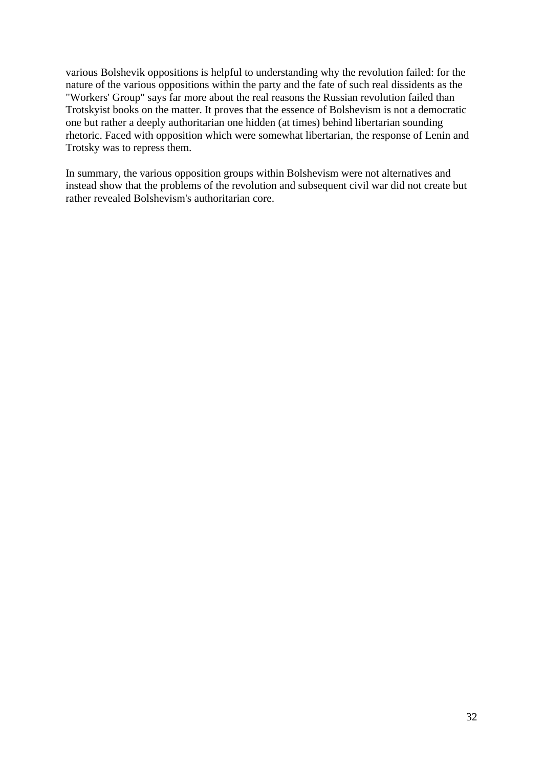various Bolshevik oppositions is helpful to understanding why the revolution failed: for the nature of the various oppositions within the party and the fate of such real dissidents as the "Workers' Group" says far more about the real reasons the Russian revolution failed than Trotskyist books on the matter. It proves that the essence of Bolshevism is not a democratic one but rather a deeply authoritarian one hidden (at times) behind libertarian sounding rhetoric. Faced with opposition which were somewhat libertarian, the response of Lenin and Trotsky was to repress them.

In summary, the various opposition groups within Bolshevism were not alternatives and instead show that the problems of the revolution and subsequent civil war did not create but rather revealed Bolshevism's authoritarian core.